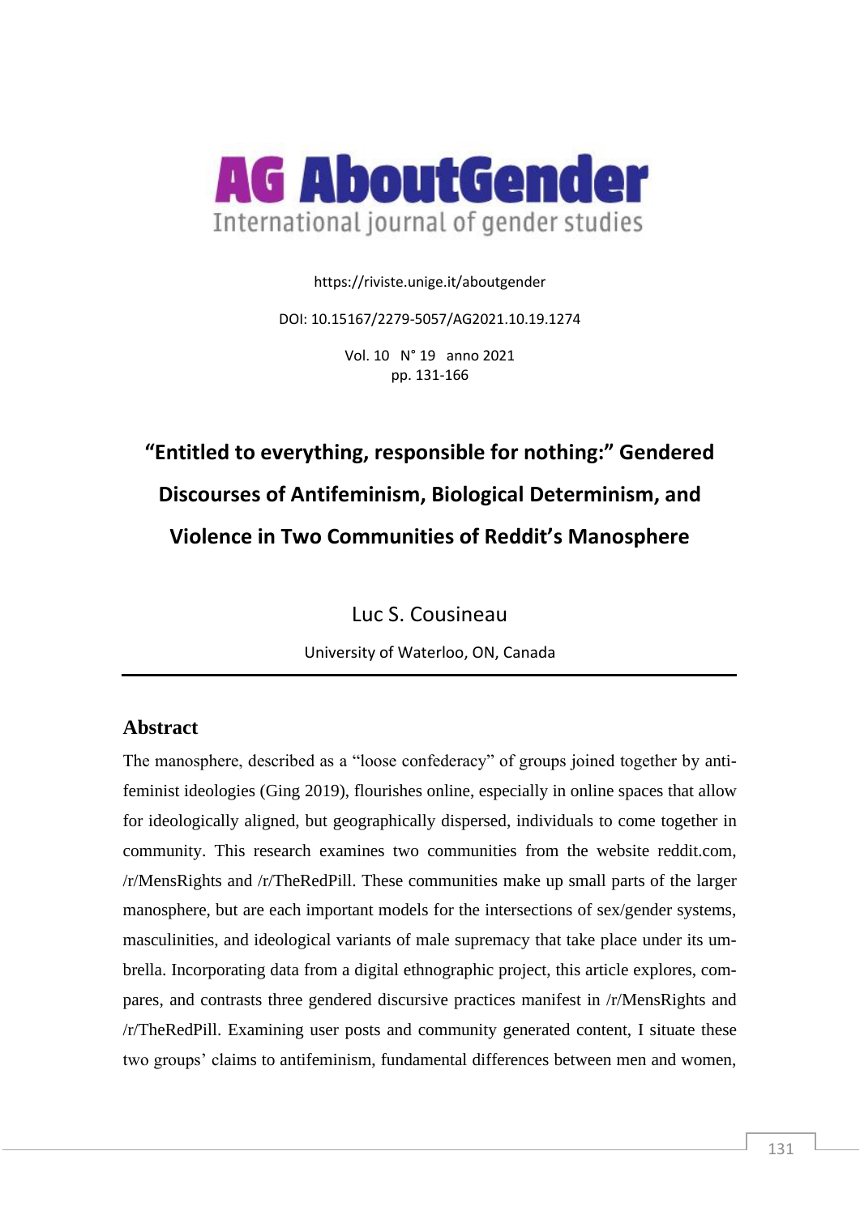# AG AboutGender

International journal of gender studies

https://riviste.unige.it/aboutgender

DOI: 10.15167/2279-5057/AG2021.10.19.1274

Vol. 10 N° 19 anno 2021
pp. 131-166

## "Entitled to everything, responsible for nothing:" Gendered Discourses of Antifeminism, Biological Determinism, and Violence in Two Communities of Reddit's Manosphere

Luc S. Cousineau

University of Waterloo, ON, Canada

### Abstract

The manosphere, described as a "loose confederacy" of groups joined together by antifeminist ideologies (Ging 2019), flourishes online, especially in online spaces that allow for ideologically aligned, but geographically dispersed, individuals to come together in community. This research examines two communities from the website reddit.com, /r/MensRights and /r/TheRedPill. These communities make up small parts of the larger manosphere, but are each important models for the intersections of sex/gender systems, masculinities, and ideological variants of male supremacy that take place under its umbrella. Incorporating data from a digital ethnographic project, this article explores, compares, and contrasts three gendered discursive practices manifest in /r/MensRights and /r/TheRedPill. Examining user posts and community generated content, I situate these two groups' claims to antifeminism, fundamental differences between men and women,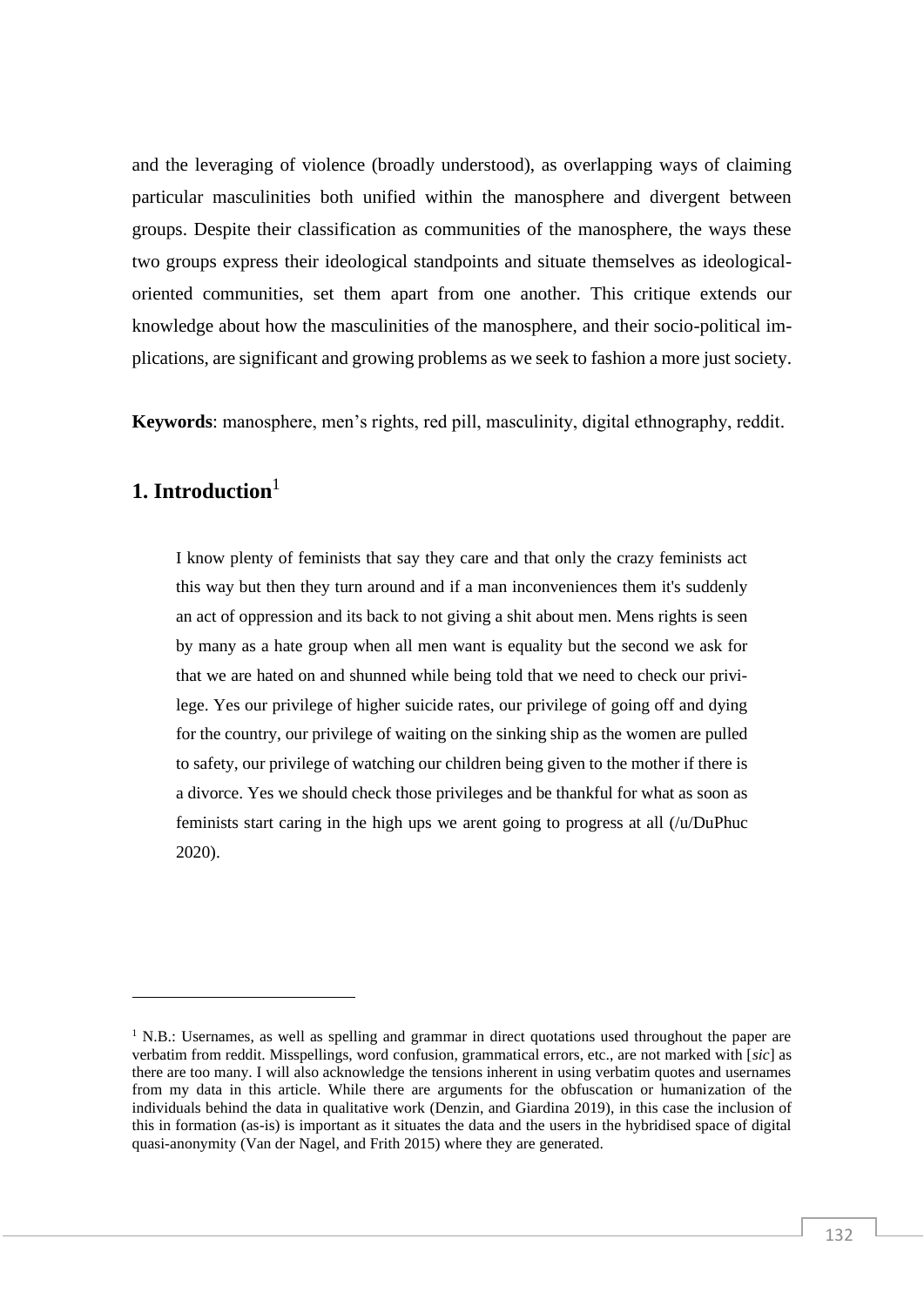and the leveraging of violence (broadly understood), as overlapping ways of claiming particular masculinities both unified within the manosphere and divergent between groups. Despite their classification as communities of the manosphere, the ways these two groups express their ideological standpoints and situate themselves as ideological-oriented communities, set them apart from one another. This critique extends our knowledge about how the masculinities of the manosphere, and their socio-political implications, are significant and growing problems as we seek to fashion a more just society.

**Keywords**: manosphere, men's rights, red pill, masculinity, digital ethnography, reddit.

## 1. Introduction[1]

> I know plenty of feminists that say they care and that only the crazy feminists act this way but then they turn around and if a man inconveniences them it's suddenly an act of oppression and its back to not giving a shit about men. Mens rights is seen by many as a hate group when all men want is equality but the second we ask for that we are hated on and shunned while being told that we need to check our privilege. Yes our privilege of higher suicide rates, our privilege of going off and dying for the country, our privilege of waiting on the sinking ship as the women are pulled to safety, our privilege of watching our children being given to the mother if there is a divorce. Yes we should check those privileges and be thankful for what as soon as feminists start caring in the high ups we arent going to progress at all (/u/DuPhuc 2020).

[1] N.B.: Usernames, as well as spelling and grammar in direct quotations used throughout the paper are verbatim from reddit. Misspellings, word confusion, grammatical errors, etc., are not marked with [*sic*] as there are too many. I will also acknowledge the tensions inherent in using verbatim quotes and usernames from my data in this article. While there are arguments for the obfuscation or humanization of the individuals behind the data in qualitative work (Denzin, and Giardina 2019), in this case the inclusion of this in formation (as-is) is important as it situates the data and the users in the hybridised space of digital quasi-anonymity (Van der Nagel, and Frith 2015) where they are generated.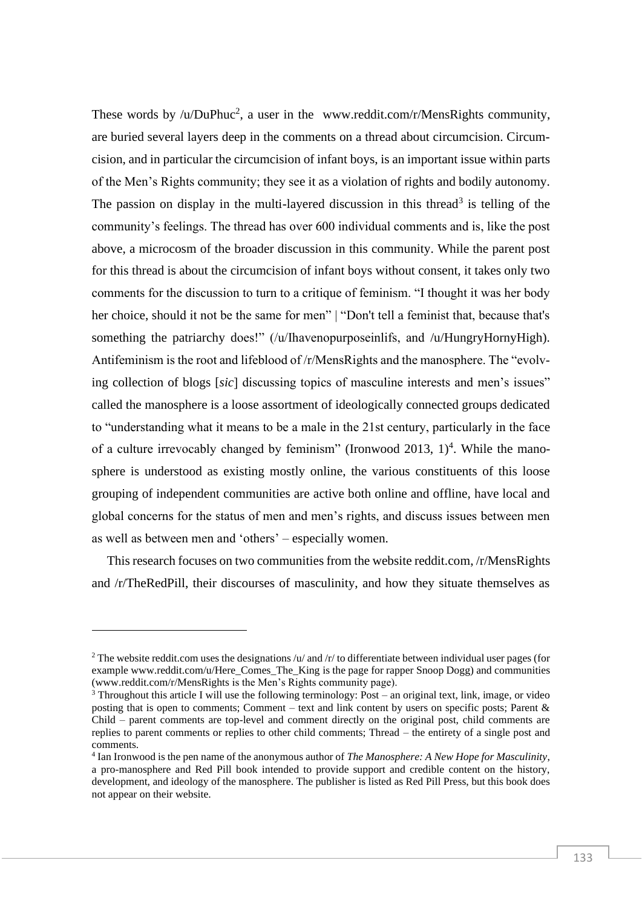These words by /u/DuPhuc[2], a user in the www.reddit.com/r/MensRights community, are buried several layers deep in the comments on a thread about circumcision. Circumcision, and in particular the circumcision of infant boys, is an important issue within parts of the Men's Rights community; they see it as a violation of rights and bodily autonomy. The passion on display in the multi-layered discussion in this thread[3] is telling of the community's feelings. The thread has over 600 individual comments and is, like the post above, a microcosm of the broader discussion in this community. While the parent post for this thread is about the circumcision of infant boys without consent, it takes only two comments for the discussion to turn to a critique of feminism. "I thought it was her body her choice, should it not be the same for men" | "Don't tell a feminist that, because that's something the patriarchy does!" (/u/Ihavenopurposeinlifs, and /u/HungryHornyHigh). Antifeminism is the root and lifeblood of /r/MensRights and the manosphere. The "evolving collection of blogs [*sic*] discussing topics of masculine interests and men's issues" called the manosphere is a loose assortment of ideologically connected groups dedicated to "understanding what it means to be a male in the 21st century, particularly in the face of a culture irrevocably changed by feminism" (Ironwood 2013, 1)[4]. While the manosphere is understood as existing mostly online, the various constituents of this loose grouping of independent communities are active both online and offline, have local and global concerns for the status of men and men's rights, and discuss issues between men as well as between men and 'others' – especially women.

This research focuses on two communities from the website reddit.com, /r/MensRights and /r/TheRedPill, their discourses of masculinity, and how they situate themselves as

---

[2] The website reddit.com uses the designations /u/ and /r/ to differentiate between individual user pages (for example www.reddit.com/u/Here_Comes_The_King is the page for rapper Snoop Dogg) and communities (www.reddit.com/r/MensRights is the Men's Rights community page).

[3] Throughout this article I will use the following terminology: Post – an original text, link, image, or video posting that is open to comments; Comment – text and link content by users on specific posts; Parent & Child – parent comments are top-level and comment directly on the original post, child comments are replies to parent comments or replies to other child comments; Thread – the entirety of a single post and comments.

[4] Ian Ironwood is the pen name of the anonymous author of *The Manosphere: A New Hope for Masculinity*, a pro-manosphere and Red Pill book intended to provide support and credible content on the history, development, and ideology of the manosphere. The publisher is listed as Red Pill Press, but this book does not appear on their website.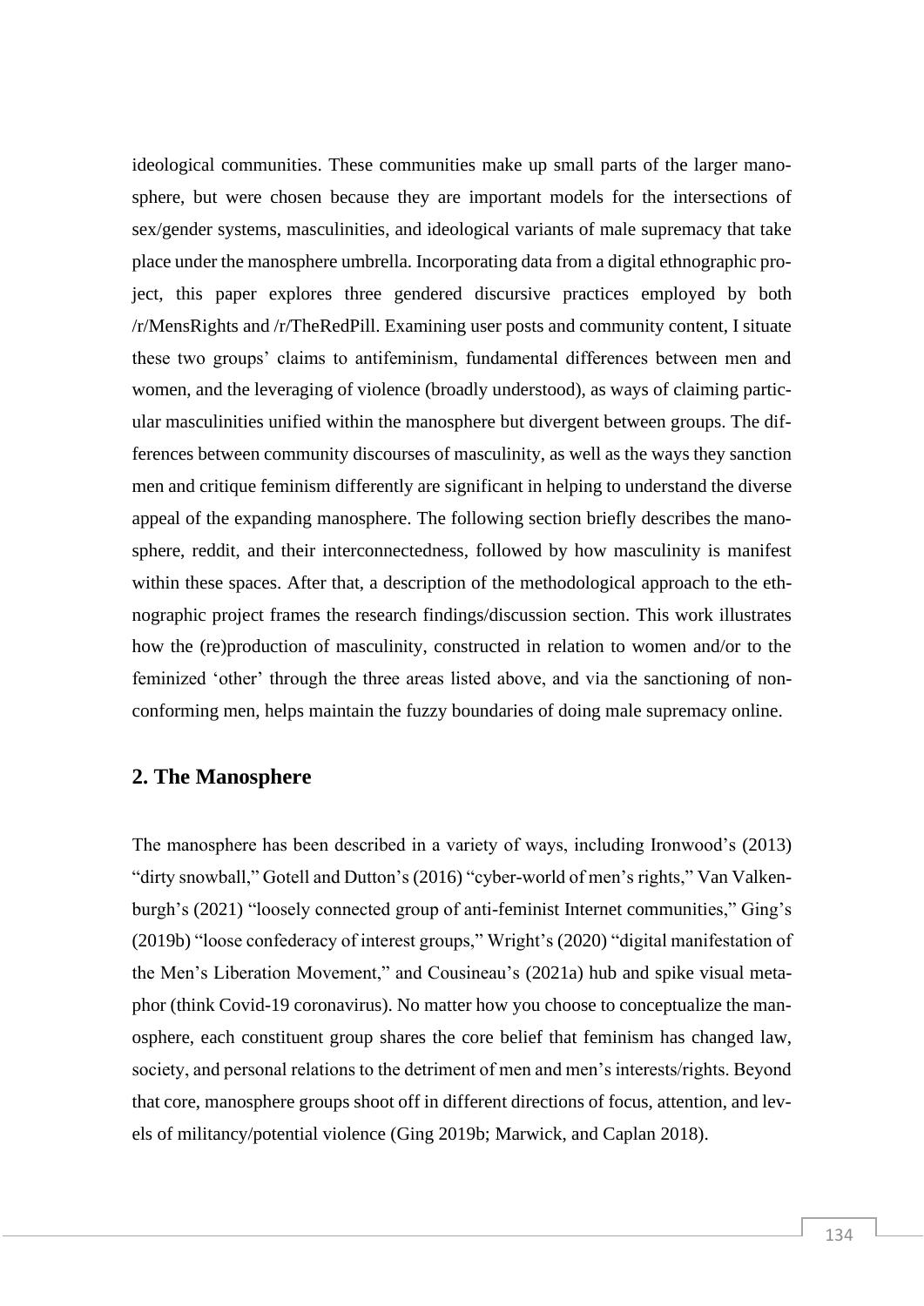ideological communities. These communities make up small parts of the larger manosphere, but were chosen because they are important models for the intersections of sex/gender systems, masculinities, and ideological variants of male supremacy that take place under the manosphere umbrella. Incorporating data from a digital ethnographic project, this paper explores three gendered discursive practices employed by both /r/MensRights and /r/TheRedPill. Examining user posts and community content, I situate these two groups' claims to antifeminism, fundamental differences between men and women, and the leveraging of violence (broadly understood), as ways of claiming particular masculinities unified within the manosphere but divergent between groups. The differences between community discourses of masculinity, as well as the ways they sanction men and critique feminism differently are significant in helping to understand the diverse appeal of the expanding manosphere. The following section briefly describes the manosphere, reddit, and their interconnectedness, followed by how masculinity is manifest within these spaces. After that, a description of the methodological approach to the ethnographic project frames the research findings/discussion section. This work illustrates how the (re)production of masculinity, constructed in relation to women and/or to the feminized 'other' through the three areas listed above, and via the sanctioning of non-conforming men, helps maintain the fuzzy boundaries of doing male supremacy online.

## 2. The Manosphere

The manosphere has been described in a variety of ways, including Ironwood's (2013) "dirty snowball," Gotell and Dutton's (2016) "cyber-world of men's rights," Van Valkenburgh's (2021) "loosely connected group of anti-feminist Internet communities," Ging's (2019b) "loose confederacy of interest groups," Wright's (2020) "digital manifestation of the Men's Liberation Movement," and Cousineau's (2021a) hub and spike visual metaphor (think Covid-19 coronavirus). No matter how you choose to conceptualize the manosphere, each constituent group shares the core belief that feminism has changed law, society, and personal relations to the detriment of men and men's interests/rights. Beyond that core, manosphere groups shoot off in different directions of focus, attention, and levels of militancy/potential violence (Ging 2019b; Marwick, and Caplan 2018).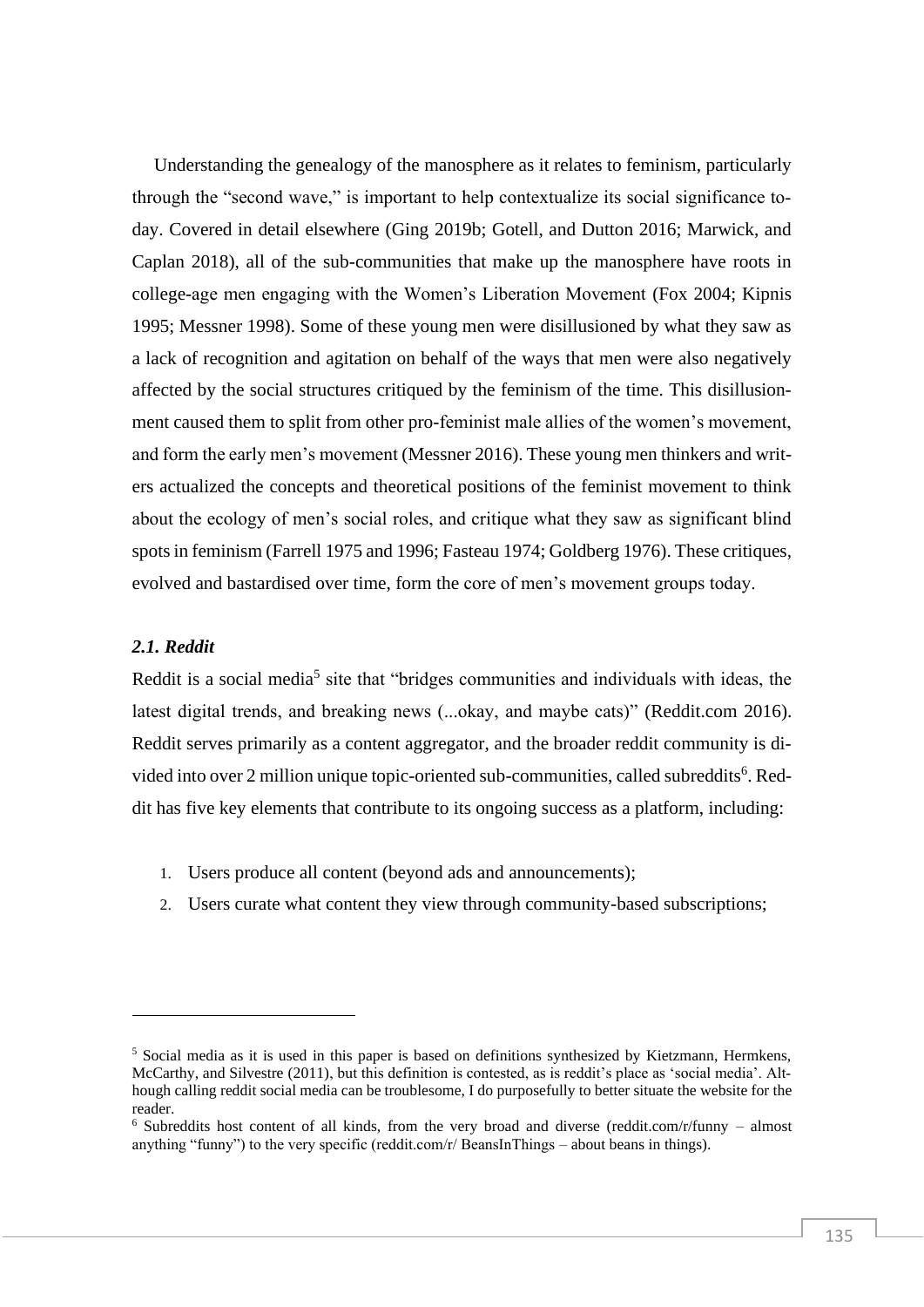Understanding the genealogy of the manosphere as it relates to feminism, particularly through the "second wave," is important to help contextualize its social significance today. Covered in detail elsewhere (Ging 2019b; Gotell, and Dutton 2016; Marwick, and Caplan 2018), all of the sub-communities that make up the manosphere have roots in college-age men engaging with the Women's Liberation Movement (Fox 2004; Kipnis 1995; Messner 1998). Some of these young men were disillusioned by what they saw as a lack of recognition and agitation on behalf of the ways that men were also negatively affected by the social structures critiqued by the feminism of the time. This disillusionment caused them to split from other pro-feminist male allies of the women's movement, and form the early men's movement (Messner 2016). These young men thinkers and writers actualized the concepts and theoretical positions of the feminist movement to think about the ecology of men's social roles, and critique what they saw as significant blind spots in feminism (Farrell 1975 and 1996; Fasteau 1974; Goldberg 1976). These critiques, evolved and bastardised over time, form the core of men's movement groups today.

### *2.1. Reddit*

Reddit is a social media[5] site that "bridges communities and individuals with ideas, the latest digital trends, and breaking news (...okay, and maybe cats)" (Reddit.com 2016). Reddit serves primarily as a content aggregator, and the broader reddit community is divided into over 2 million unique topic-oriented sub-communities, called subreddits[6]. Reddit has five key elements that contribute to its ongoing success as a platform, including:

1. Users produce all content (beyond ads and announcements);
2. Users curate what content they view through community-based subscriptions;

---

[5] Social media as it is used in this paper is based on definitions synthesized by Kietzmann, Hermkens, McCarthy, and Silvestre (2011), but this definition is contested, as is reddit's place as 'social media'. Although calling reddit social media can be troublesome, I do purposefully to better situate the website for the reader.

[6] Subreddits host content of all kinds, from the very broad and diverse (reddit.com/r/funny – almost anything "funny") to the very specific (reddit.com/r/ BeansInThings – about beans in things).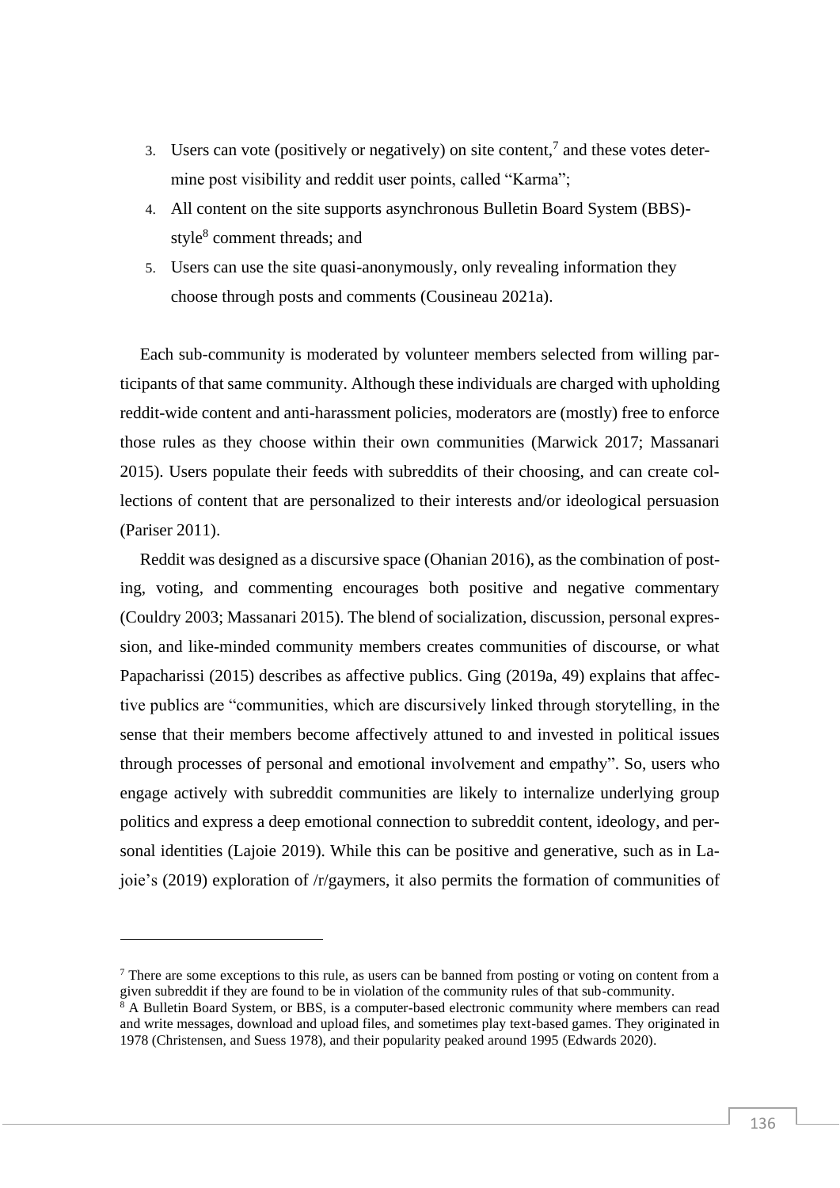3. Users can vote (positively or negatively) on site content,[7] and these votes determine post visibility and reddit user points, called "Karma";
4. All content on the site supports asynchronous Bulletin Board System (BBS)-style[8] comment threads; and
5. Users can use the site quasi-anonymously, only revealing information they choose through posts and comments (Cousineau 2021a).

Each sub-community is moderated by volunteer members selected from willing participants of that same community. Although these individuals are charged with upholding reddit-wide content and anti-harassment policies, moderators are (mostly) free to enforce those rules as they choose within their own communities (Marwick 2017; Massanari 2015). Users populate their feeds with subreddits of their choosing, and can create collections of content that are personalized to their interests and/or ideological persuasion (Pariser 2011).

Reddit was designed as a discursive space (Ohanian 2016), as the combination of posting, voting, and commenting encourages both positive and negative commentary (Couldry 2003; Massanari 2015). The blend of socialization, discussion, personal expression, and like-minded community members creates communities of discourse, or what Papacharissi (2015) describes as affective publics. Ging (2019a, 49) explains that affective publics are "communities, which are discursively linked through storytelling, in the sense that their members become affectively attuned to and invested in political issues through processes of personal and emotional involvement and empathy". So, users who engage actively with subreddit communities are likely to internalize underlying group politics and express a deep emotional connection to subreddit content, ideology, and personal identities (Lajoie 2019). While this can be positive and generative, such as in Lajoie's (2019) exploration of /r/gaymers, it also permits the formation of communities of

---

[7] There are some exceptions to this rule, as users can be banned from posting or voting on content from a given subreddit if they are found to be in violation of the community rules of that sub-community.

[8] A Bulletin Board System, or BBS, is a computer-based electronic community where members can read and write messages, download and upload files, and sometimes play text-based games. They originated in 1978 (Christensen, and Suess 1978), and their popularity peaked around 1995 (Edwards 2020).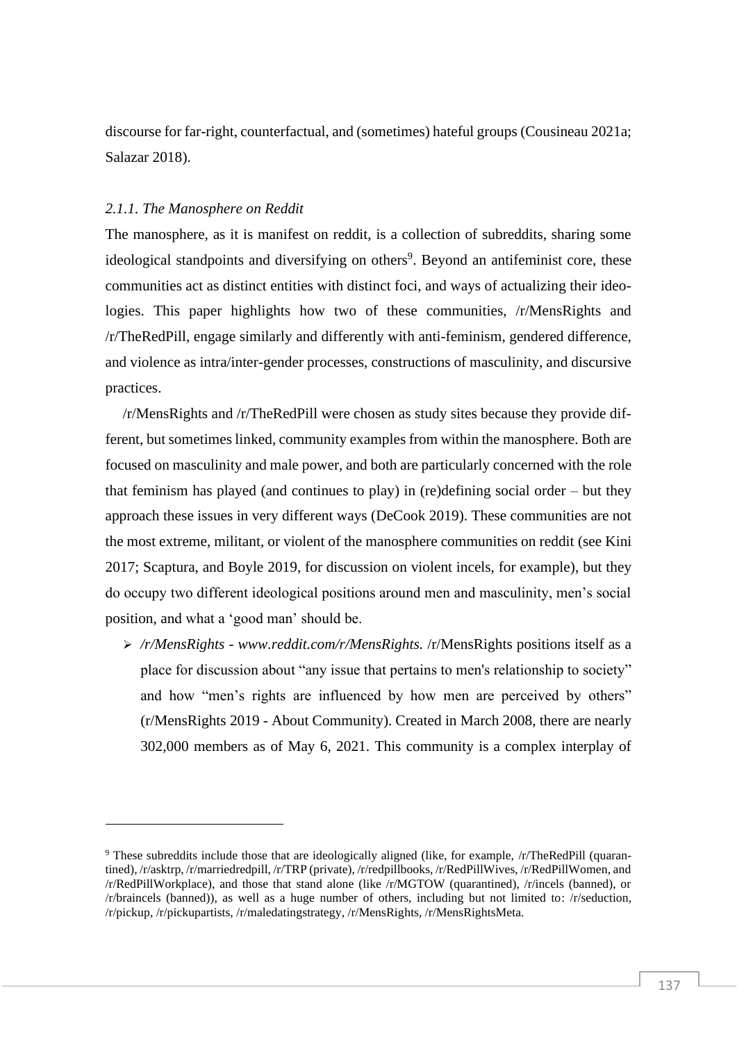discourse for far-right, counterfactual, and (sometimes) hateful groups (Cousineau 2021a; Salazar 2018).

### *2.1.1. The Manosphere on Reddit*

The manosphere, as it is manifest on reddit, is a collection of subreddits, sharing some ideological standpoints and diversifying on others[9]. Beyond an antifeminist core, these communities act as distinct entities with distinct foci, and ways of actualizing their ideologies. This paper highlights how two of these communities, /r/MensRights and /r/TheRedPill, engage similarly and differently with anti-feminism, gendered difference, and violence as intra/inter-gender processes, constructions of masculinity, and discursive practices.

/r/MensRights and /r/TheRedPill were chosen as study sites because they provide different, but sometimes linked, community examples from within the manosphere. Both are focused on masculinity and male power, and both are particularly concerned with the role that feminism has played (and continues to play) in (re)defining social order – but they approach these issues in very different ways (DeCook 2019). These communities are not the most extreme, militant, or violent of the manosphere communities on reddit (see Kini 2017; Scaptura, and Boyle 2019, for discussion on violent incels, for example), but they do occupy two different ideological positions around men and masculinity, men's social position, and what a 'good man' should be.

- */r/MensRights - www.reddit.com/r/MensRights.* /r/MensRights positions itself as a place for discussion about "any issue that pertains to men's relationship to society" and how "men's rights are influenced by how men are perceived by others" (r/MensRights 2019 - About Community). Created in March 2008, there are nearly 302,000 members as of May 6, 2021. This community is a complex interplay of

---

[9] These subreddits include those that are ideologically aligned (like, for example, /r/TheRedPill (quarantined), /r/asktrp, /r/marriedredpill, /r/TRP (private), /r/redpillbooks, /r/RedPillWives, /r/RedPillWomen, and /r/RedPillWorkplace), and those that stand alone (like /r/MGTOW (quarantined), /r/incels (banned), or /r/braincels (banned)), as well as a huge number of others, including but not limited to: /r/seduction, /r/pickup, /r/pickupartists, /r/maledatingstrategy, /r/MensRights, /r/MensRightsMeta.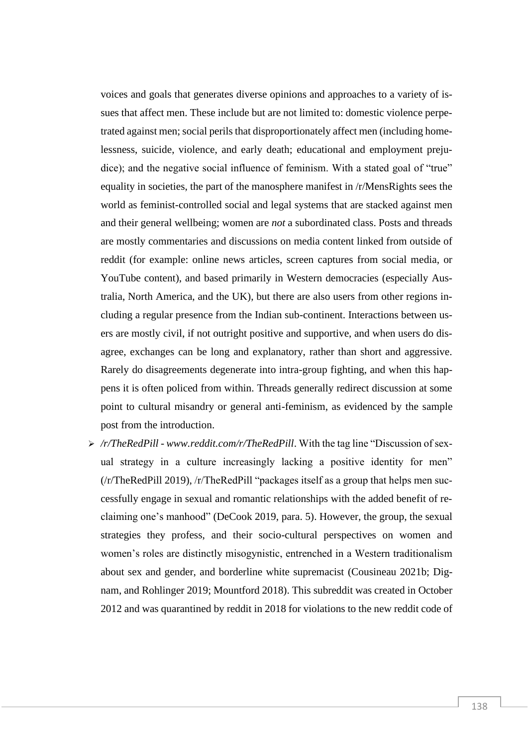voices and goals that generates diverse opinions and approaches to a variety of issues that affect men. These include but are not limited to: domestic violence perpetrated against men; social perils that disproportionately affect men (including homelessness, suicide, violence, and early death; educational and employment prejudice); and the negative social influence of feminism. With a stated goal of "true" equality in societies, the part of the manosphere manifest in /r/MensRights sees the world as feminist-controlled social and legal systems that are stacked against men and their general wellbeing; women are *not* a subordinated class. Posts and threads are mostly commentaries and discussions on media content linked from outside of reddit (for example: online news articles, screen captures from social media, or YouTube content), and based primarily in Western democracies (especially Australia, North America, and the UK), but there are also users from other regions including a regular presence from the Indian sub-continent. Interactions between users are mostly civil, if not outright positive and supportive, and when users do disagree, exchanges can be long and explanatory, rather than short and aggressive. Rarely do disagreements degenerate into intra-group fighting, and when this happens it is often policed from within. Threads generally redirect discussion at some point to cultural misandry or general anti-feminism, as evidenced by the sample post from the introduction.

- */r/TheRedPill - www.reddit.com/r/TheRedPill*. With the tag line "Discussion of sexual strategy in a culture increasingly lacking a positive identity for men" (/r/TheRedPill 2019), /r/TheRedPill "packages itself as a group that helps men successfully engage in sexual and romantic relationships with the added benefit of reclaiming one's manhood" (DeCook 2019, para. 5). However, the group, the sexual strategies they profess, and their socio-cultural perspectives on women and women's roles are distinctly misogynistic, entrenched in a Western traditionalism about sex and gender, and borderline white supremacist (Cousineau 2021b; Dignam, and Rohlinger 2019; Mountford 2018). This subreddit was created in October 2012 and was quarantined by reddit in 2018 for violations to the new reddit code of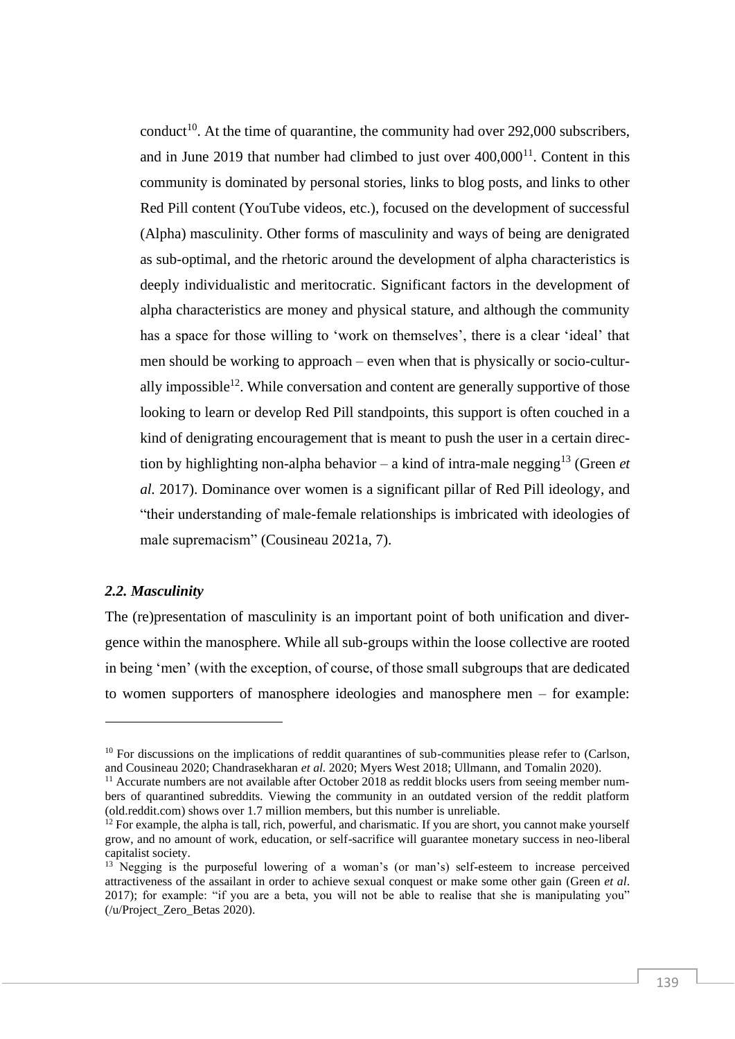conduct[10]. At the time of quarantine, the community had over 292,000 subscribers, and in June 2019 that number had climbed to just over 400,000[11]. Content in this community is dominated by personal stories, links to blog posts, and links to other Red Pill content (YouTube videos, etc.), focused on the development of successful (Alpha) masculinity. Other forms of masculinity and ways of being are denigrated as sub-optimal, and the rhetoric around the development of alpha characteristics is deeply individualistic and meritocratic. Significant factors in the development of alpha characteristics are money and physical stature, and although the community has a space for those willing to 'work on themselves', there is a clear 'ideal' that men should be working to approach – even when that is physically or socio-culturally impossible[12]. While conversation and content are generally supportive of those looking to learn or develop Red Pill standpoints, this support is often couched in a kind of denigrating encouragement that is meant to push the user in a certain direction by highlighting non-alpha behavior – a kind of intra-male negging[13] (Green *et al.* 2017). Dominance over women is a significant pillar of Red Pill ideology, and "their understanding of male-female relationships is imbricated with ideologies of male supremacism" (Cousineau 2021a, 7).

### *2.2. Masculinity*

The (re)presentation of masculinity is an important point of both unification and divergence within the manosphere. While all sub-groups within the loose collective are rooted in being 'men' (with the exception, of course, of those small subgroups that are dedicated to women supporters of manosphere ideologies and manosphere men – for example:

---

[10] For discussions on the implications of reddit quarantines of sub-communities please refer to (Carlson, and Cousineau 2020; Chandrasekharan *et al.* 2020; Myers West 2018; Ullmann, and Tomalin 2020).

[11] Accurate numbers are not available after October 2018 as reddit blocks users from seeing member numbers of quarantined subreddits. Viewing the community in an outdated version of the reddit platform (old.reddit.com) shows over 1.7 million members, but this number is unreliable.

[12] For example, the alpha is tall, rich, powerful, and charismatic. If you are short, you cannot make yourself grow, and no amount of work, education, or self-sacrifice will guarantee monetary success in neo-liberal capitalist society.

[13] Negging is the purposeful lowering of a woman's (or man's) self-esteem to increase perceived attractiveness of the assailant in order to achieve sexual conquest or make some other gain (Green *et al*. 2017); for example: "if you are a beta, you will not be able to realise that she is manipulating you" (/u/Project_Zero_Betas 2020).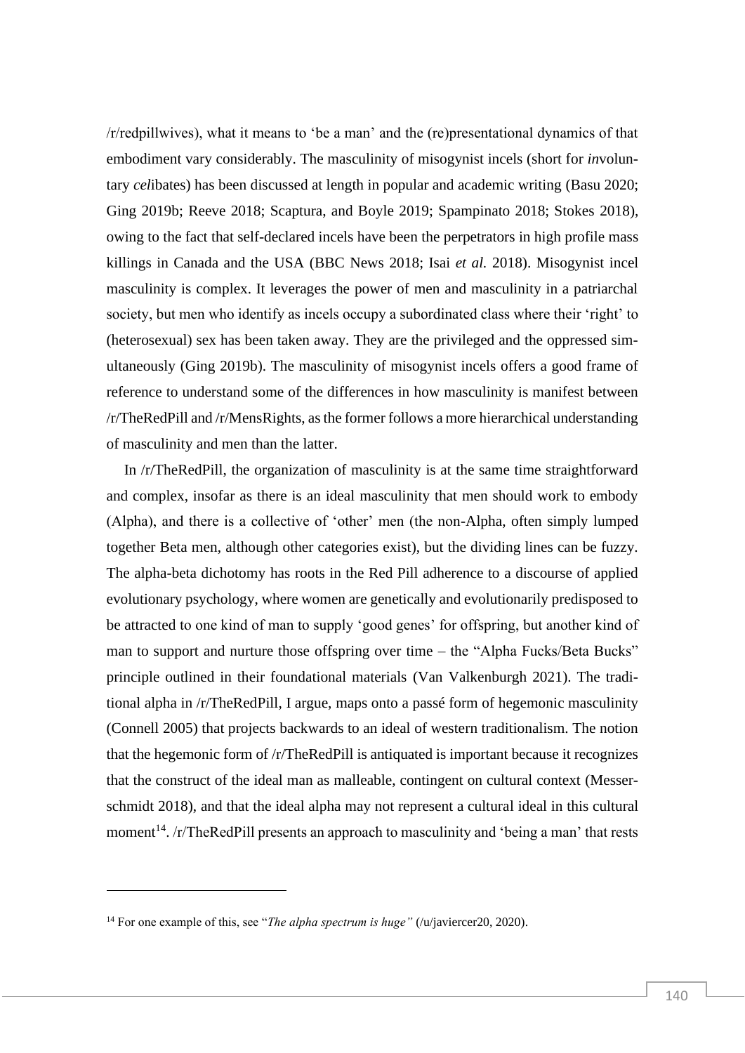/r/redpillwives), what it means to 'be a man' and the (re)presentational dynamics of that embodiment vary considerably. The masculinity of misogynist incels (short for *in*voluntary *cel*ibates) has been discussed at length in popular and academic writing (Basu 2020; Ging 2019b; Reeve 2018; Scaptura, and Boyle 2019; Spampinato 2018; Stokes 2018), owing to the fact that self-declared incels have been the perpetrators in high profile mass killings in Canada and the USA (BBC News 2018; Isai *et al.* 2018). Misogynist incel masculinity is complex. It leverages the power of men and masculinity in a patriarchal society, but men who identify as incels occupy a subordinated class where their 'right' to (heterosexual) sex has been taken away. They are the privileged and the oppressed simultaneously (Ging 2019b). The masculinity of misogynist incels offers a good frame of reference to understand some of the differences in how masculinity is manifest between /r/TheRedPill and /r/MensRights, as the former follows a more hierarchical understanding of masculinity and men than the latter.

In /r/TheRedPill, the organization of masculinity is at the same time straightforward and complex, insofar as there is an ideal masculinity that men should work to embody (Alpha), and there is a collective of 'other' men (the non-Alpha, often simply lumped together Beta men, although other categories exist), but the dividing lines can be fuzzy. The alpha-beta dichotomy has roots in the Red Pill adherence to a discourse of applied evolutionary psychology, where women are genetically and evolutionarily predisposed to be attracted to one kind of man to supply 'good genes' for offspring, but another kind of man to support and nurture those offspring over time – the "Alpha Fucks/Beta Bucks" principle outlined in their foundational materials (Van Valkenburgh 2021). The traditional alpha in /r/TheRedPill, I argue, maps onto a passé form of hegemonic masculinity (Connell 2005) that projects backwards to an ideal of western traditionalism. The notion that the hegemonic form of /r/TheRedPill is antiquated is important because it recognizes that the construct of the ideal man as malleable, contingent on cultural context (Messerschmidt 2018), and that the ideal alpha may not represent a cultural ideal in this cultural moment[14]. /r/TheRedPill presents an approach to masculinity and 'being a man' that rests

[14] For one example of this, see "*The alpha spectrum is huge"* (/u/javiercer20, 2020).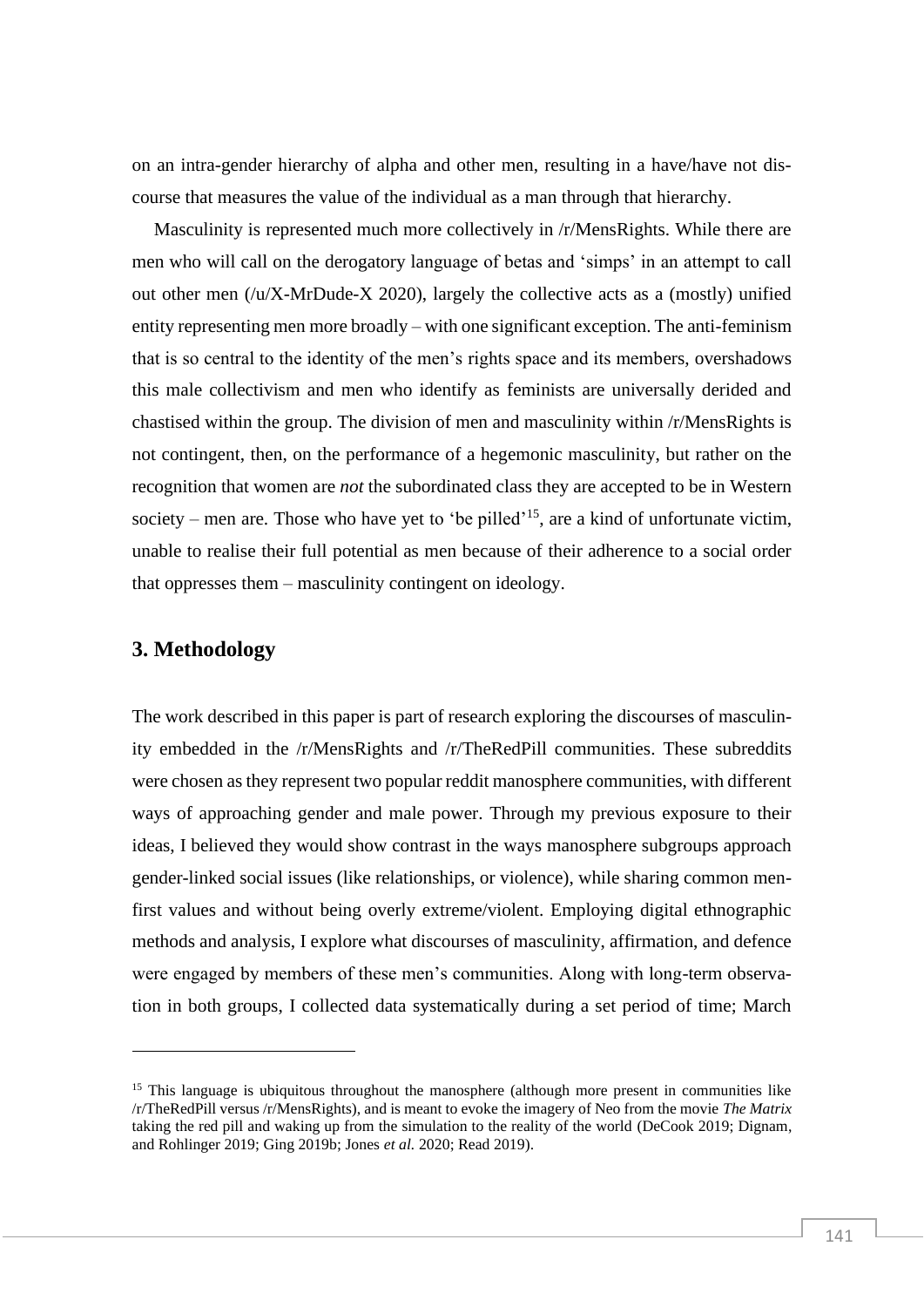on an intra-gender hierarchy of alpha and other men, resulting in a have/have not discourse that measures the value of the individual as a man through that hierarchy.

Masculinity is represented much more collectively in /r/MensRights. While there are men who will call on the derogatory language of betas and 'simps' in an attempt to call out other men (/u/X-MrDude-X 2020), largely the collective acts as a (mostly) unified entity representing men more broadly – with one significant exception. The anti-feminism that is so central to the identity of the men's rights space and its members, overshadows this male collectivism and men who identify as feminists are universally derided and chastised within the group. The division of men and masculinity within /r/MensRights is not contingent, then, on the performance of a hegemonic masculinity, but rather on the recognition that women are *not* the subordinated class they are accepted to be in Western society – men are. Those who have yet to 'be pilled'[15], are a kind of unfortunate victim, unable to realise their full potential as men because of their adherence to a social order that oppresses them – masculinity contingent on ideology.

## 3. Methodology

The work described in this paper is part of research exploring the discourses of masculinity embedded in the /r/MensRights and /r/TheRedPill communities. These subreddits were chosen as they represent two popular reddit manosphere communities, with different ways of approaching gender and male power. Through my previous exposure to their ideas, I believed they would show contrast in the ways manosphere subgroups approach gender-linked social issues (like relationships, or violence), while sharing common men-first values and without being overly extreme/violent. Employing digital ethnographic methods and analysis, I explore what discourses of masculinity, affirmation, and defence were engaged by members of these men's communities. Along with long-term observation in both groups, I collected data systematically during a set period of time; March

[15] This language is ubiquitous throughout the manosphere (although more present in communities like /r/TheRedPill versus /r/MensRights), and is meant to evoke the imagery of Neo from the movie *The Matrix* taking the red pill and waking up from the simulation to the reality of the world (DeCook 2019; Dignam, and Rohlinger 2019; Ging 2019b; Jones *et al.* 2020; Read 2019).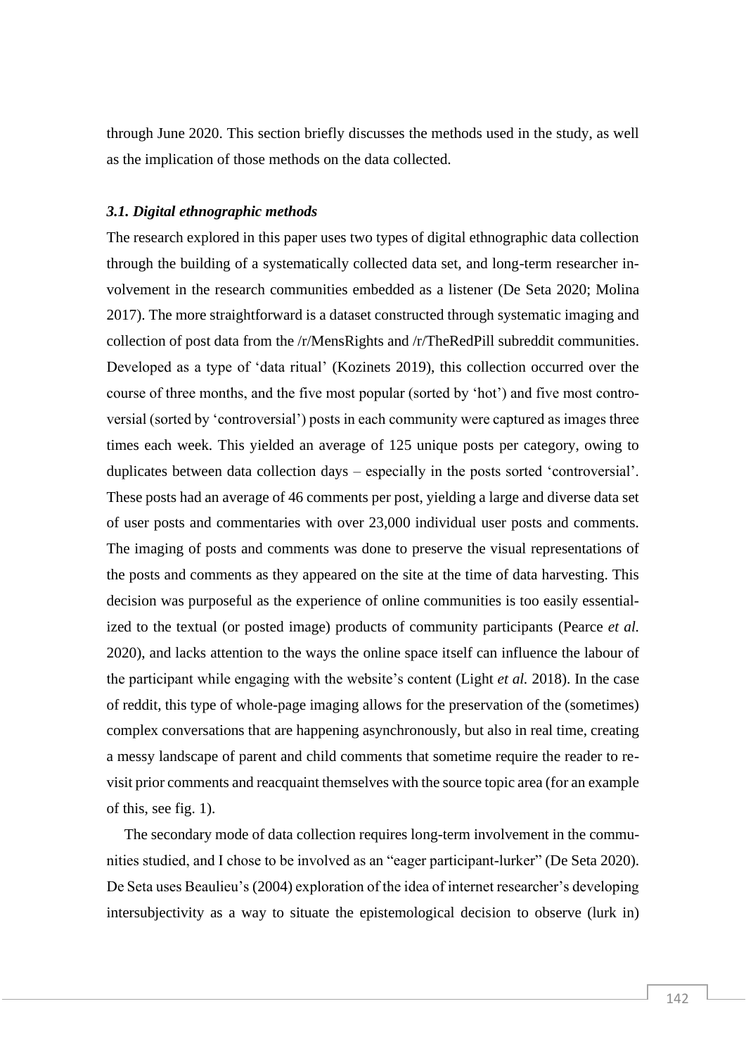through June 2020. This section briefly discusses the methods used in the study, as well as the implication of those methods on the data collected.

### *3.1. Digital ethnographic methods*

The research explored in this paper uses two types of digital ethnographic data collection through the building of a systematically collected data set, and long-term researcher involvement in the research communities embedded as a listener (De Seta 2020; Molina 2017). The more straightforward is a dataset constructed through systematic imaging and collection of post data from the /r/MensRights and /r/TheRedPill subreddit communities. Developed as a type of 'data ritual' (Kozinets 2019), this collection occurred over the course of three months, and the five most popular (sorted by 'hot') and five most controversial (sorted by 'controversial') posts in each community were captured as images three times each week. This yielded an average of 125 unique posts per category, owing to duplicates between data collection days – especially in the posts sorted 'controversial'. These posts had an average of 46 comments per post, yielding a large and diverse data set of user posts and commentaries with over 23,000 individual user posts and comments. The imaging of posts and comments was done to preserve the visual representations of the posts and comments as they appeared on the site at the time of data harvesting. This decision was purposeful as the experience of online communities is too easily essentialized to the textual (or posted image) products of community participants (Pearce *et al.* 2020), and lacks attention to the ways the online space itself can influence the labour of the participant while engaging with the website's content (Light *et al.* 2018). In the case of reddit, this type of whole-page imaging allows for the preservation of the (sometimes) complex conversations that are happening asynchronously, but also in real time, creating a messy landscape of parent and child comments that sometime require the reader to revisit prior comments and reacquaint themselves with the source topic area (for an example of this, see fig. 1).

The secondary mode of data collection requires long-term involvement in the communities studied, and I chose to be involved as an "eager participant-lurker" (De Seta 2020). De Seta uses Beaulieu's (2004) exploration of the idea of internet researcher's developing intersubjectivity as a way to situate the epistemological decision to observe (lurk in)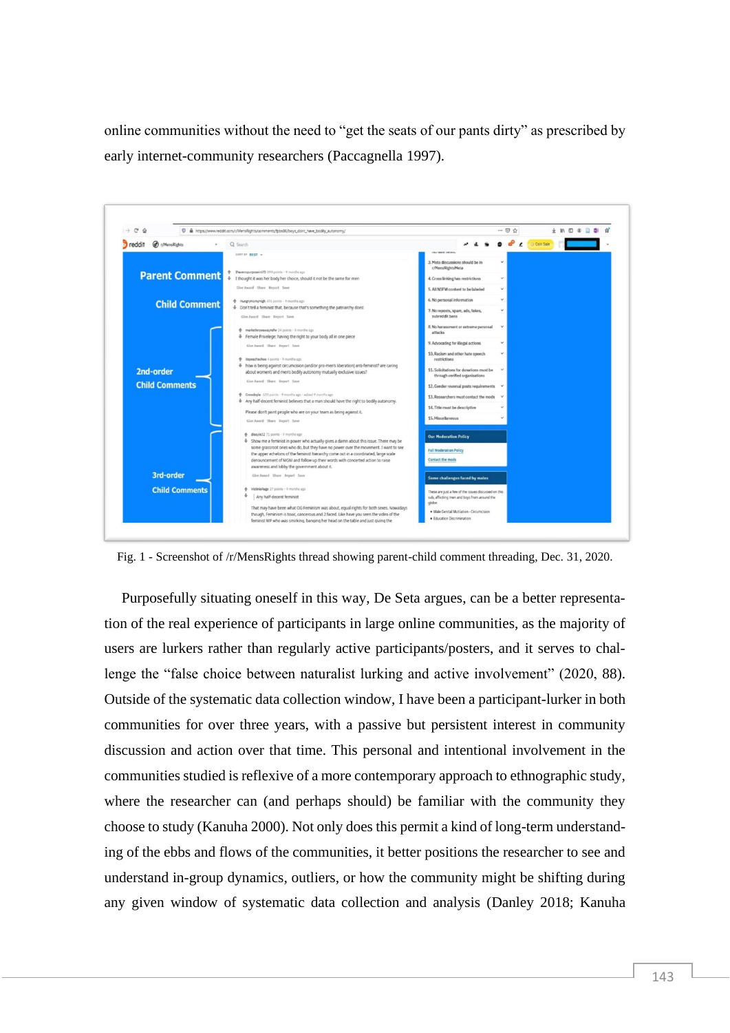online communities without the need to "get the seats of our pants dirty" as prescribed by early internet-community researchers (Paccagnella 1997).

Fig. 1 - Screenshot of /r/MensRights thread showing parent-child comment threading, Dec. 31, 2020.

Purposefully situating oneself in this way, De Seta argues, can be a better representation of the real experience of participants in large online communities, as the majority of users are lurkers rather than regularly active participants/posters, and it serves to challenge the "false choice between naturalist lurking and active involvement" (2020, 88). Outside of the systematic data collection window, I have been a participant-lurker in both communities for over three years, with a passive but persistent interest in community discussion and action over that time. This personal and intentional involvement in the communities studied is reflexive of a more contemporary approach to ethnographic study, where the researcher can (and perhaps should) be familiar with the community they choose to study (Kanuha 2000). Not only does this permit a kind of long-term understanding of the ebbs and flows of the communities, it better positions the researcher to see and understand in-group dynamics, outliers, or how the community might be shifting during any given window of systematic data collection and analysis (Danley 2018; Kanuha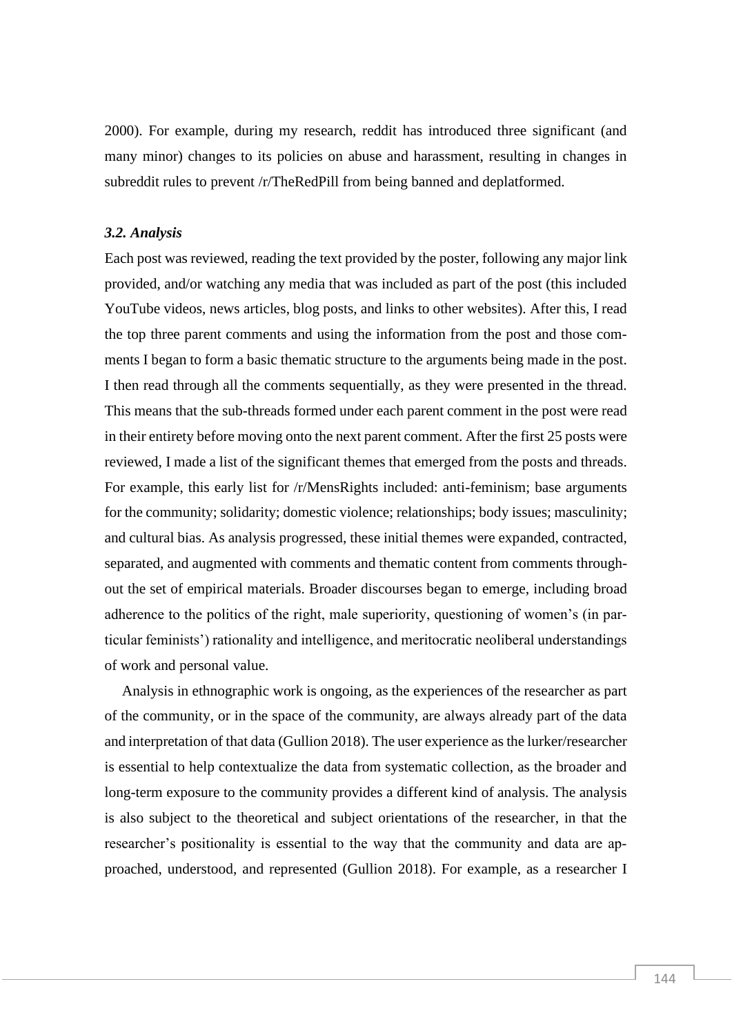2000). For example, during my research, reddit has introduced three significant (and many minor) changes to its policies on abuse and harassment, resulting in changes in subreddit rules to prevent /r/TheRedPill from being banned and deplatformed.

### *3.2. Analysis*

Each post was reviewed, reading the text provided by the poster, following any major link provided, and/or watching any media that was included as part of the post (this included YouTube videos, news articles, blog posts, and links to other websites). After this, I read the top three parent comments and using the information from the post and those comments I began to form a basic thematic structure to the arguments being made in the post. I then read through all the comments sequentially, as they were presented in the thread. This means that the sub-threads formed under each parent comment in the post were read in their entirety before moving onto the next parent comment. After the first 25 posts were reviewed, I made a list of the significant themes that emerged from the posts and threads. For example, this early list for /r/MensRights included: anti-feminism; base arguments for the community; solidarity; domestic violence; relationships; body issues; masculinity; and cultural bias. As analysis progressed, these initial themes were expanded, contracted, separated, and augmented with comments and thematic content from comments throughout the set of empirical materials. Broader discourses began to emerge, including broad adherence to the politics of the right, male superiority, questioning of women's (in particular feminists') rationality and intelligence, and meritocratic neoliberal understandings of work and personal value.

Analysis in ethnographic work is ongoing, as the experiences of the researcher as part of the community, or in the space of the community, are always already part of the data and interpretation of that data (Gullion 2018). The user experience as the lurker/researcher is essential to help contextualize the data from systematic collection, as the broader and long-term exposure to the community provides a different kind of analysis. The analysis is also subject to the theoretical and subject orientations of the researcher, in that the researcher's positionality is essential to the way that the community and data are approached, understood, and represented (Gullion 2018). For example, as a researcher I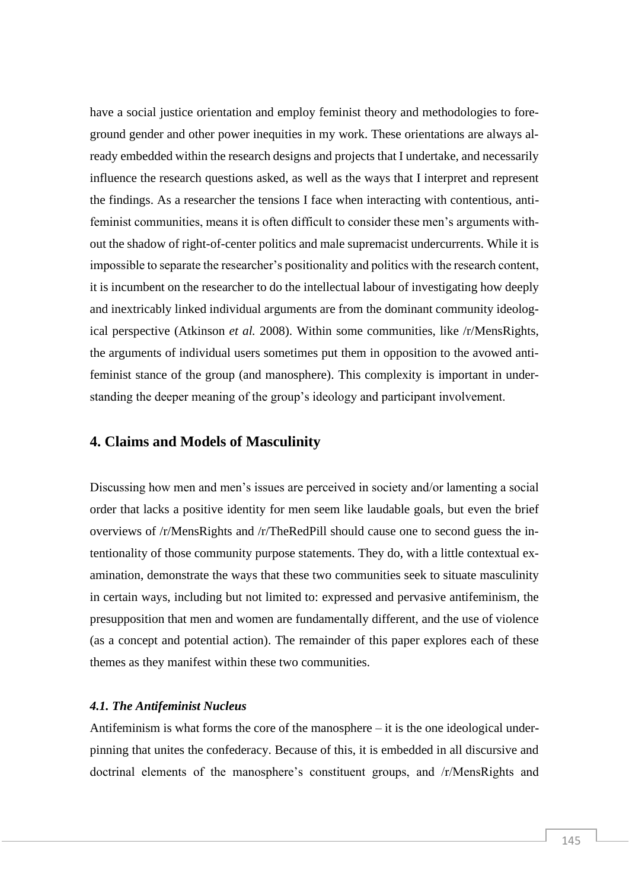have a social justice orientation and employ feminist theory and methodologies to foreground gender and other power inequities in my work. These orientations are always already embedded within the research designs and projects that I undertake, and necessarily influence the research questions asked, as well as the ways that I interpret and represent the findings. As a researcher the tensions I face when interacting with contentious, anti-feminist communities, means it is often difficult to consider these men's arguments without the shadow of right-of-center politics and male supremacist undercurrents. While it is impossible to separate the researcher's positionality and politics with the research content, it is incumbent on the researcher to do the intellectual labour of investigating how deeply and inextricably linked individual arguments are from the dominant community ideological perspective (Atkinson *et al.* 2008). Within some communities, like /r/MensRights, the arguments of individual users sometimes put them in opposition to the avowed anti-feminist stance of the group (and manosphere). This complexity is important in understanding the deeper meaning of the group's ideology and participant involvement.

## 4. Claims and Models of Masculinity

Discussing how men and men's issues are perceived in society and/or lamenting a social order that lacks a positive identity for men seem like laudable goals, but even the brief overviews of /r/MensRights and /r/TheRedPill should cause one to second guess the intentionality of those community purpose statements. They do, with a little contextual examination, demonstrate the ways that these two communities seek to situate masculinity in certain ways, including but not limited to: expressed and pervasive antifeminism, the presupposition that men and women are fundamentally different, and the use of violence (as a concept and potential action). The remainder of this paper explores each of these themes as they manifest within these two communities.

### *4.1. The Antifeminist Nucleus*

Antifeminism is what forms the core of the manosphere – it is the one ideological underpinning that unites the confederacy. Because of this, it is embedded in all discursive and doctrinal elements of the manosphere's constituent groups, and /r/MensRights and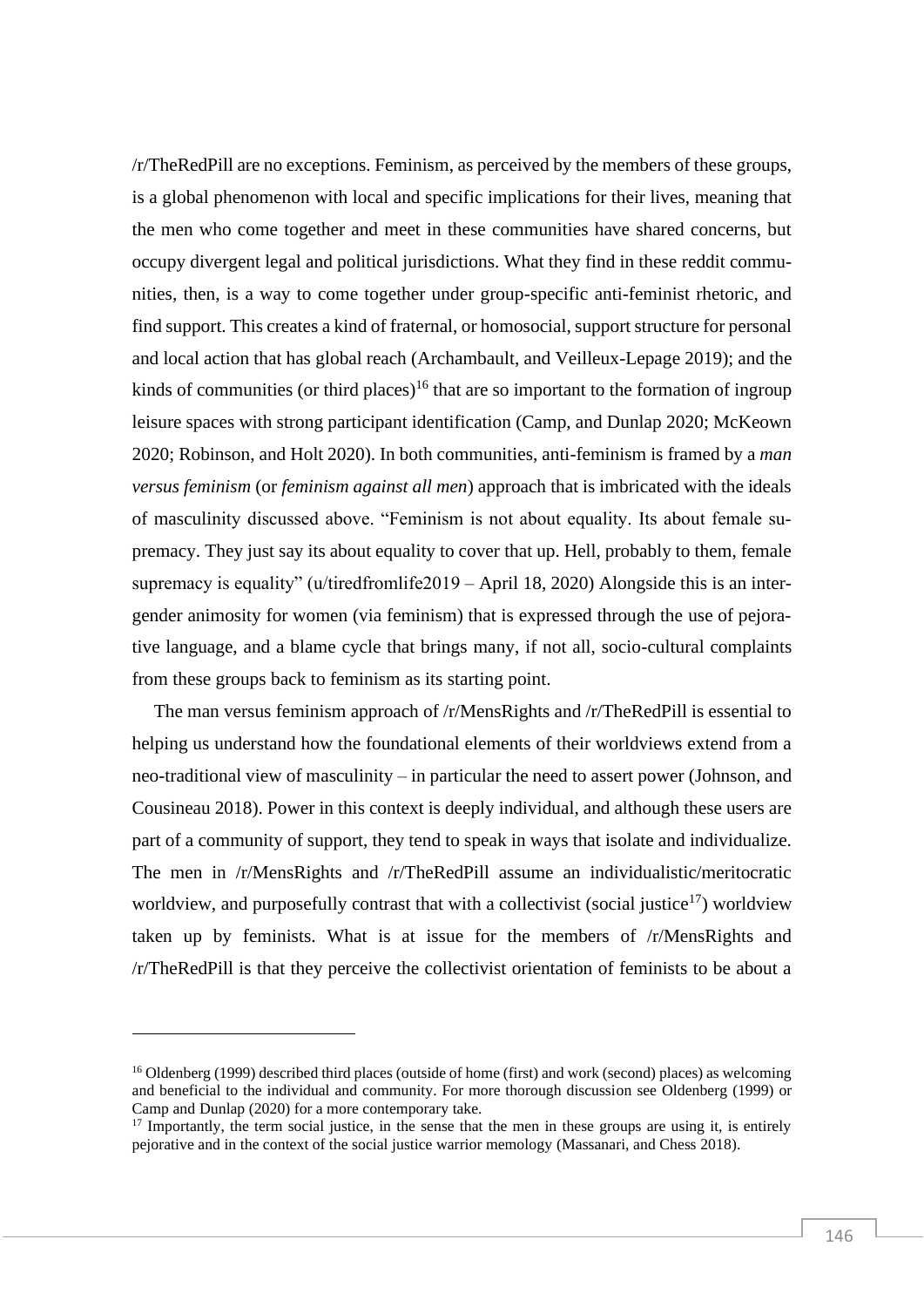/r/TheRedPill are no exceptions. Feminism, as perceived by the members of these groups, is a global phenomenon with local and specific implications for their lives, meaning that the men who come together and meet in these communities have shared concerns, but occupy divergent legal and political jurisdictions. What they find in these reddit communities, then, is a way to come together under group-specific anti-feminist rhetoric, and find support. This creates a kind of fraternal, or homosocial, support structure for personal and local action that has global reach (Archambault, and Veilleux-Lepage 2019); and the kinds of communities (or third places)[16] that are so important to the formation of ingroup leisure spaces with strong participant identification (Camp, and Dunlap 2020; McKeown 2020; Robinson, and Holt 2020). In both communities, anti-feminism is framed by a *man versus feminism* (or *feminism against all men*) approach that is imbricated with the ideals of masculinity discussed above. "Feminism is not about equality. Its about female supremacy. They just say its about equality to cover that up. Hell, probably to them, female supremacy is equality" (u/tiredfromlife2019 – April 18, 2020) Alongside this is an intergender animosity for women (via feminism) that is expressed through the use of pejorative language, and a blame cycle that brings many, if not all, socio-cultural complaints from these groups back to feminism as its starting point.

The man versus feminism approach of /r/MensRights and /r/TheRedPill is essential to helping us understand how the foundational elements of their worldviews extend from a neo-traditional view of masculinity – in particular the need to assert power (Johnson, and Cousineau 2018). Power in this context is deeply individual, and although these users are part of a community of support, they tend to speak in ways that isolate and individualize. The men in /r/MensRights and /r/TheRedPill assume an individualistic/meritocratic worldview, and purposefully contrast that with a collectivist (social justice[17]) worldview taken up by feminists. What is at issue for the members of /r/MensRights and /r/TheRedPill is that they perceive the collectivist orientation of feminists to be about a

---

[16] Oldenberg (1999) described third places (outside of home (first) and work (second) places) as welcoming and beneficial to the individual and community. For more thorough discussion see Oldenberg (1999) or Camp and Dunlap (2020) for a more contemporary take.

[17] Importantly, the term social justice, in the sense that the men in these groups are using it, is entirely pejorative and in the context of the social justice warrior memology (Massanari, and Chess 2018).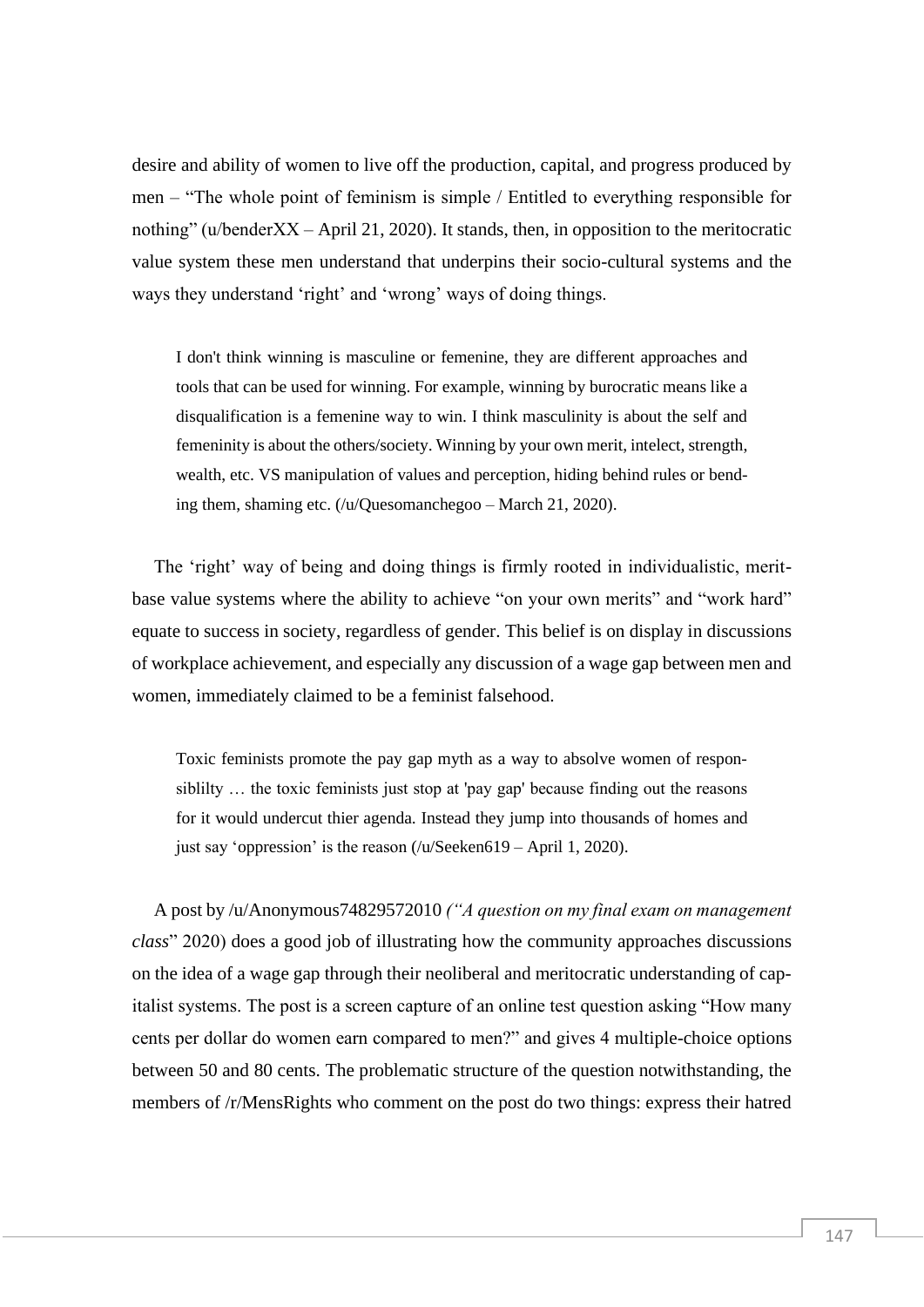desire and ability of women to live off the production, capital, and progress produced by men – "The whole point of feminism is simple / Entitled to everything responsible for nothing" (u/benderXX – April 21, 2020). It stands, then, in opposition to the meritocratic value system these men understand that underpins their socio-cultural systems and the ways they understand 'right' and 'wrong' ways of doing things.

> I don't think winning is masculine or femenine, they are different approaches and tools that can be used for winning. For example, winning by burocratic means like a disqualification is a femenine way to win. I think masculinity is about the self and femeninity is about the others/society. Winning by your own merit, intelect, strength, wealth, etc. VS manipulation of values and perception, hiding behind rules or bending them, shaming etc. (/u/Quesomanchegoo – March 21, 2020).

The 'right' way of being and doing things is firmly rooted in individualistic, merit-base value systems where the ability to achieve "on your own merits" and "work hard" equate to success in society, regardless of gender. This belief is on display in discussions of workplace achievement, and especially any discussion of a wage gap between men and women, immediately claimed to be a feminist falsehood.

> Toxic feminists promote the pay gap myth as a way to absolve women of responsiblilty … the toxic feminists just stop at 'pay gap' because finding out the reasons for it would undercut thier agenda. Instead they jump into thousands of homes and just say 'oppression' is the reason (/u/Seeken619 – April 1, 2020).

A post by /u/Anonymous74829572010 *("A question on my final exam on management class*" 2020) does a good job of illustrating how the community approaches discussions on the idea of a wage gap through their neoliberal and meritocratic understanding of capitalist systems. The post is a screen capture of an online test question asking "How many cents per dollar do women earn compared to men?" and gives 4 multiple-choice options between 50 and 80 cents. The problematic structure of the question notwithstanding, the members of /r/MensRights who comment on the post do two things: express their hatred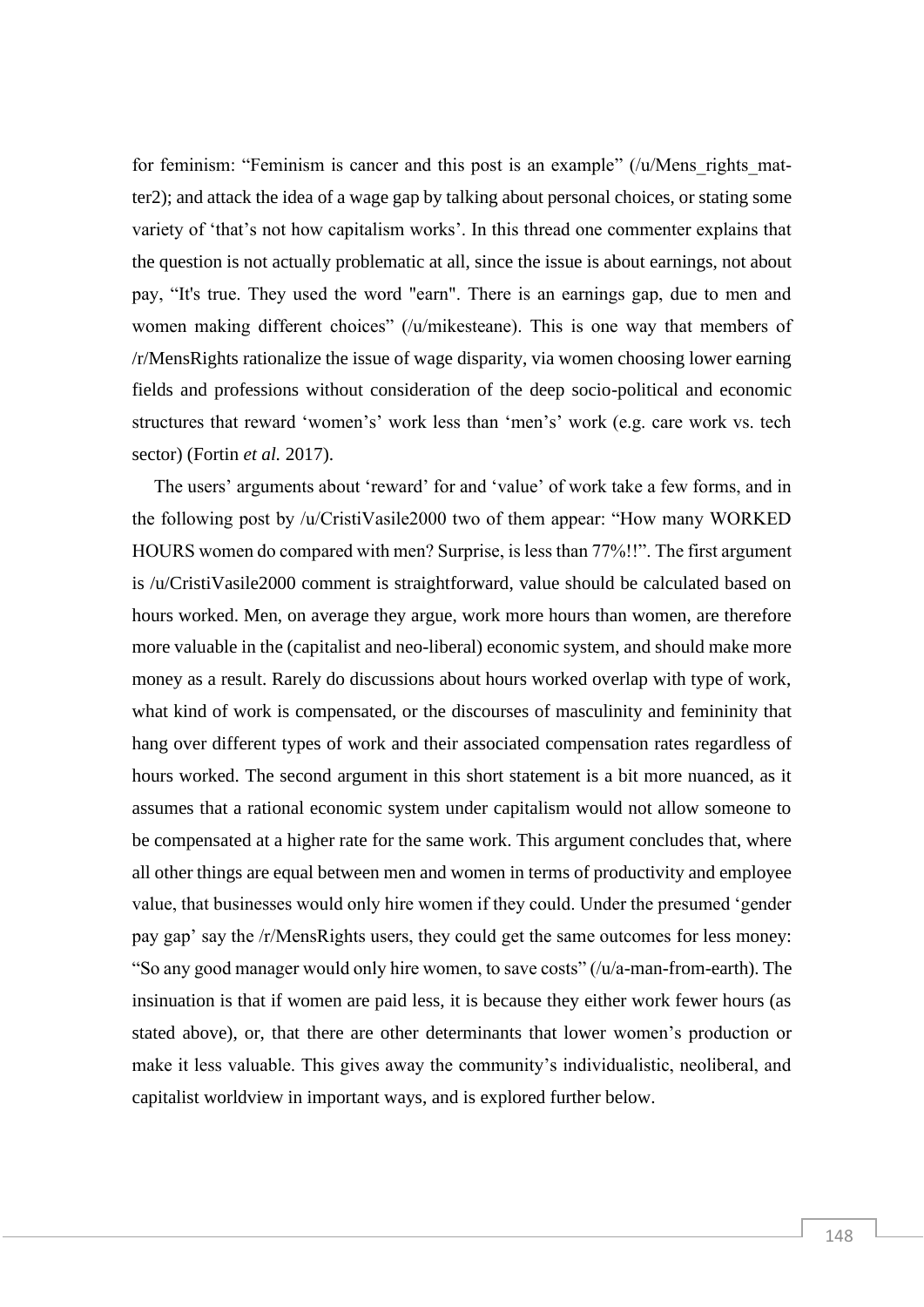for feminism: "Feminism is cancer and this post is an example" (/u/Mens_rights_matter2); and attack the idea of a wage gap by talking about personal choices, or stating some variety of 'that's not how capitalism works'. In this thread one commenter explains that the question is not actually problematic at all, since the issue is about earnings, not about pay, "It's true. They used the word "earn". There is an earnings gap, due to men and women making different choices" (/u/mikesteane). This is one way that members of /r/MensRights rationalize the issue of wage disparity, via women choosing lower earning fields and professions without consideration of the deep socio-political and economic structures that reward 'women's' work less than 'men's' work (e.g. care work vs. tech sector) (Fortin *et al.* 2017).

The users' arguments about 'reward' for and 'value' of work take a few forms, and in the following post by /u/CristiVasile2000 two of them appear: "How many WORKED HOURS women do compared with men? Surprise, is less than 77%!!". The first argument is /u/CristiVasile2000 comment is straightforward, value should be calculated based on hours worked. Men, on average they argue, work more hours than women, are therefore more valuable in the (capitalist and neo-liberal) economic system, and should make more money as a result. Rarely do discussions about hours worked overlap with type of work, what kind of work is compensated, or the discourses of masculinity and femininity that hang over different types of work and their associated compensation rates regardless of hours worked. The second argument in this short statement is a bit more nuanced, as it assumes that a rational economic system under capitalism would not allow someone to be compensated at a higher rate for the same work. This argument concludes that, where all other things are equal between men and women in terms of productivity and employee value, that businesses would only hire women if they could. Under the presumed 'gender pay gap' say the /r/MensRights users, they could get the same outcomes for less money: "So any good manager would only hire women, to save costs" (/u/a-man-from-earth). The insinuation is that if women are paid less, it is because they either work fewer hours (as stated above), or, that there are other determinants that lower women's production or make it less valuable. This gives away the community's individualistic, neoliberal, and capitalist worldview in important ways, and is explored further below.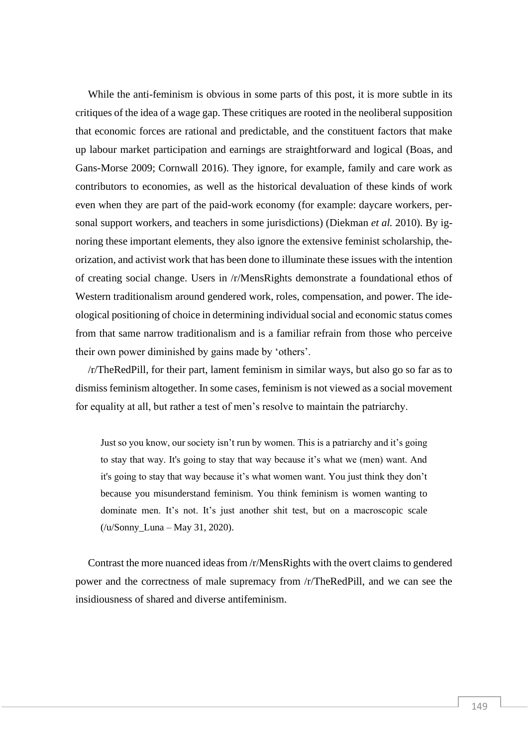While the anti-feminism is obvious in some parts of this post, it is more subtle in its critiques of the idea of a wage gap. These critiques are rooted in the neoliberal supposition that economic forces are rational and predictable, and the constituent factors that make up labour market participation and earnings are straightforward and logical (Boas, and Gans-Morse 2009; Cornwall 2016). They ignore, for example, family and care work as contributors to economies, as well as the historical devaluation of these kinds of work even when they are part of the paid-work economy (for example: daycare workers, personal support workers, and teachers in some jurisdictions) (Diekman *et al.* 2010). By ignoring these important elements, they also ignore the extensive feminist scholarship, theorization, and activist work that has been done to illuminate these issues with the intention of creating social change. Users in /r/MensRights demonstrate a foundational ethos of Western traditionalism around gendered work, roles, compensation, and power. The ideological positioning of choice in determining individual social and economic status comes from that same narrow traditionalism and is a familiar refrain from those who perceive their own power diminished by gains made by 'others'.

/r/TheRedPill, for their part, lament feminism in similar ways, but also go so far as to dismiss feminism altogether. In some cases, feminism is not viewed as a social movement for equality at all, but rather a test of men's resolve to maintain the patriarchy.

> Just so you know, our society isn't run by women. This is a patriarchy and it's going to stay that way. It's going to stay that way because it's what we (men) want. And it's going to stay that way because it's what women want. You just think they don't because you misunderstand feminism. You think feminism is women wanting to dominate men. It's not. It's just another shit test, but on a macroscopic scale (/u/Sonny_Luna – May 31, 2020).

Contrast the more nuanced ideas from /r/MensRights with the overt claims to gendered power and the correctness of male supremacy from /r/TheRedPill, and we can see the insidiousness of shared and diverse antifeminism.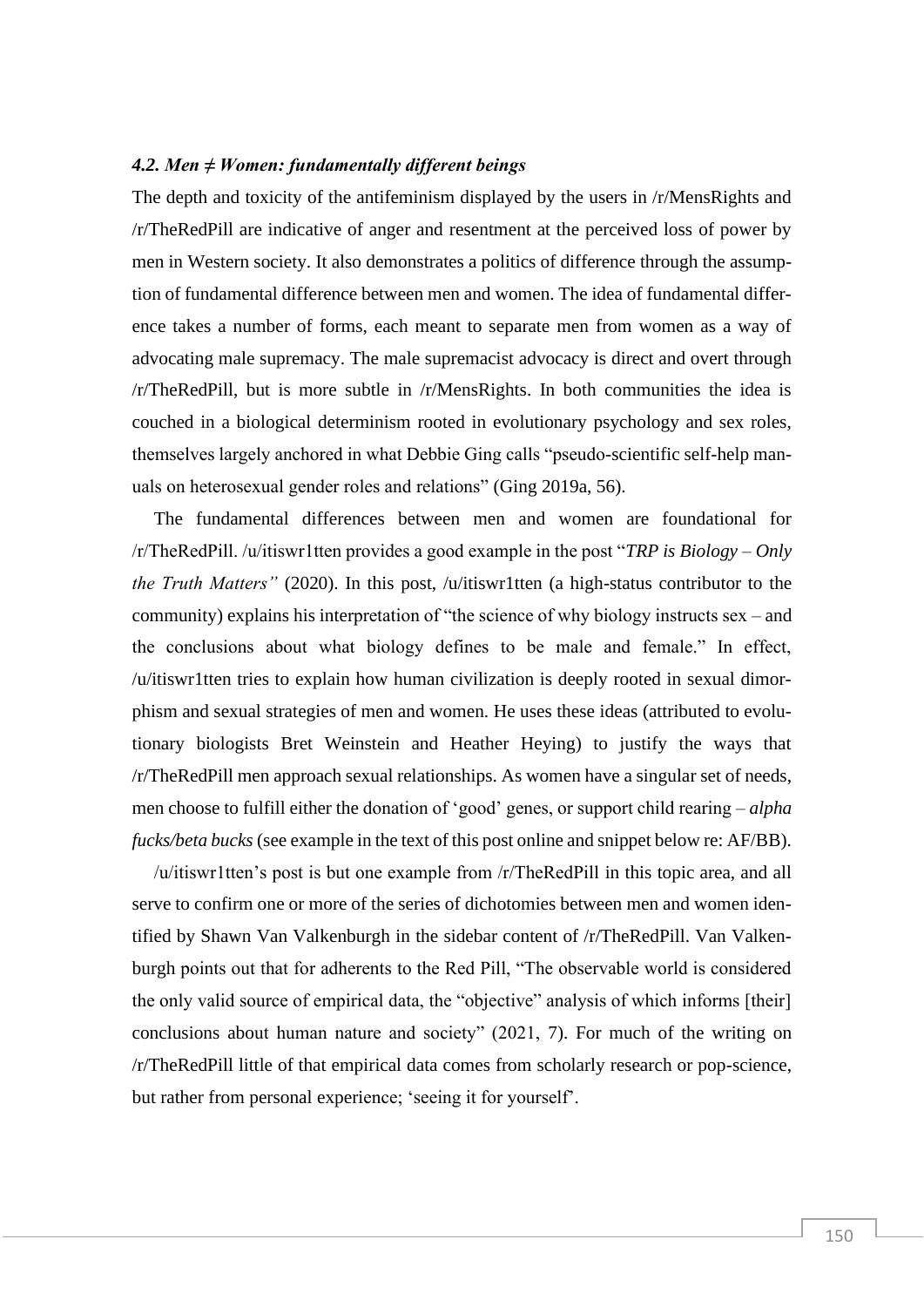### *4.2. Men ≠ Women: fundamentally different beings*

The depth and toxicity of the antifeminism displayed by the users in /r/MensRights and /r/TheRedPill are indicative of anger and resentment at the perceived loss of power by men in Western society. It also demonstrates a politics of difference through the assumption of fundamental difference between men and women. The idea of fundamental difference takes a number of forms, each meant to separate men from women as a way of advocating male supremacy. The male supremacist advocacy is direct and overt through /r/TheRedPill, but is more subtle in /r/MensRights. In both communities the idea is couched in a biological determinism rooted in evolutionary psychology and sex roles, themselves largely anchored in what Debbie Ging calls "pseudo-scientific self-help manuals on heterosexual gender roles and relations" (Ging 2019a, 56).

The fundamental differences between men and women are foundational for /r/TheRedPill. /u/itiswr1tten provides a good example in the post "*TRP is Biology – Only the Truth Matters"* (2020). In this post, /u/itiswr1tten (a high-status contributor to the community) explains his interpretation of "the science of why biology instructs sex – and the conclusions about what biology defines to be male and female." In effect, /u/itiswr1tten tries to explain how human civilization is deeply rooted in sexual dimorphism and sexual strategies of men and women. He uses these ideas (attributed to evolutionary biologists Bret Weinstein and Heather Heying) to justify the ways that /r/TheRedPill men approach sexual relationships. As women have a singular set of needs, men choose to fulfill either the donation of 'good' genes, or support child rearing – *alpha fucks/beta bucks* (see example in the text of this post online and snippet below re: AF/BB).

/u/itiswr1tten's post is but one example from /r/TheRedPill in this topic area, and all serve to confirm one or more of the series of dichotomies between men and women identified by Shawn Van Valkenburgh in the sidebar content of /r/TheRedPill. Van Valkenburgh points out that for adherents to the Red Pill, "The observable world is considered the only valid source of empirical data, the "objective" analysis of which informs [their] conclusions about human nature and society" (2021, 7). For much of the writing on /r/TheRedPill little of that empirical data comes from scholarly research or pop-science, but rather from personal experience; 'seeing it for yourself'.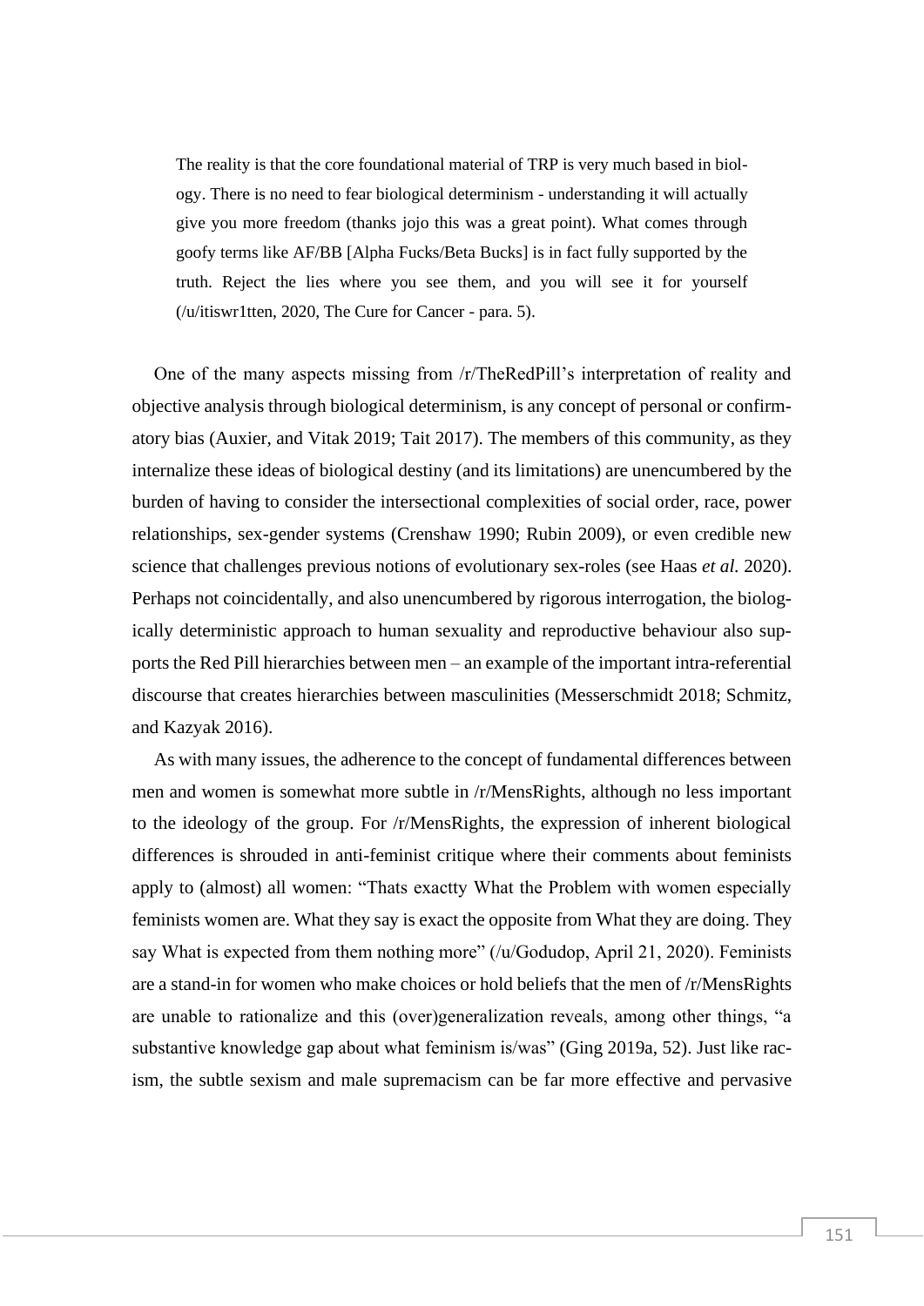> The reality is that the core foundational material of TRP is very much based in biology. There is no need to fear biological determinism - understanding it will actually give you more freedom (thanks jojo this was a great point). What comes through goofy terms like AF/BB [Alpha Fucks/Beta Bucks] is in fact fully supported by the truth. Reject the lies where you see them, and you will see it for yourself (/u/itiswr1tten, 2020, The Cure for Cancer - para. 5).

One of the many aspects missing from /r/TheRedPill's interpretation of reality and objective analysis through biological determinism, is any concept of personal or confirmatory bias (Auxier, and Vitak 2019; Tait 2017). The members of this community, as they internalize these ideas of biological destiny (and its limitations) are unencumbered by the burden of having to consider the intersectional complexities of social order, race, power relationships, sex-gender systems (Crenshaw 1990; Rubin 2009), or even credible new science that challenges previous notions of evolutionary sex-roles (see Haas *et al.* 2020). Perhaps not coincidentally, and also unencumbered by rigorous interrogation, the biologically deterministic approach to human sexuality and reproductive behaviour also supports the Red Pill hierarchies between men – an example of the important intra-referential discourse that creates hierarchies between masculinities (Messerschmidt 2018; Schmitz, and Kazyak 2016).

As with many issues, the adherence to the concept of fundamental differences between men and women is somewhat more subtle in /r/MensRights, although no less important to the ideology of the group. For /r/MensRights, the expression of inherent biological differences is shrouded in anti-feminist critique where their comments about feminists apply to (almost) all women: "Thats exactty What the Problem with women especially feminists women are. What they say is exact the opposite from What they are doing. They say What is expected from them nothing more" (/u/Godudop, April 21, 2020). Feminists are a stand-in for women who make choices or hold beliefs that the men of /r/MensRights are unable to rationalize and this (over)generalization reveals, among other things, "a substantive knowledge gap about what feminism is/was" (Ging 2019a, 52). Just like racism, the subtle sexism and male supremacism can be far more effective and pervasive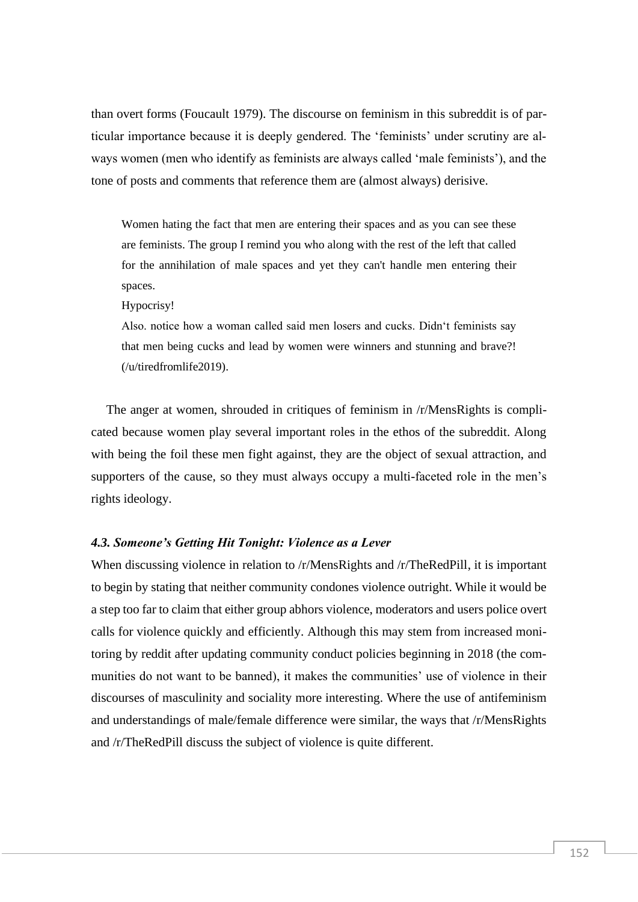than overt forms (Foucault 1979). The discourse on feminism in this subreddit is of particular importance because it is deeply gendered. The 'feminists' under scrutiny are always women (men who identify as feminists are always called 'male feminists'), and the tone of posts and comments that reference them are (almost always) derisive.

> Women hating the fact that men are entering their spaces and as you can see these are feminists. The group I remind you who along with the rest of the left that called for the annihilation of male spaces and yet they can't handle men entering their spaces.
>
> Hypocrisy!
>
> Also. notice how a woman called said men losers and cucks. Didn't feminists say that men being cucks and lead by women were winners and stunning and brave?! (/u/tiredfromlife2019).

The anger at women, shrouded in critiques of feminism in /r/MensRights is complicated because women play several important roles in the ethos of the subreddit. Along with being the foil these men fight against, they are the object of sexual attraction, and supporters of the cause, so they must always occupy a multi-faceted role in the men's rights ideology.

### *4.3. Someone's Getting Hit Tonight: Violence as a Lever*

When discussing violence in relation to /r/MensRights and /r/TheRedPill, it is important to begin by stating that neither community condones violence outright. While it would be a step too far to claim that either group abhors violence, moderators and users police overt calls for violence quickly and efficiently. Although this may stem from increased monitoring by reddit after updating community conduct policies beginning in 2018 (the communities do not want to be banned), it makes the communities' use of violence in their discourses of masculinity and sociality more interesting. Where the use of antifeminism and understandings of male/female difference were similar, the ways that /r/MensRights and /r/TheRedPill discuss the subject of violence is quite different.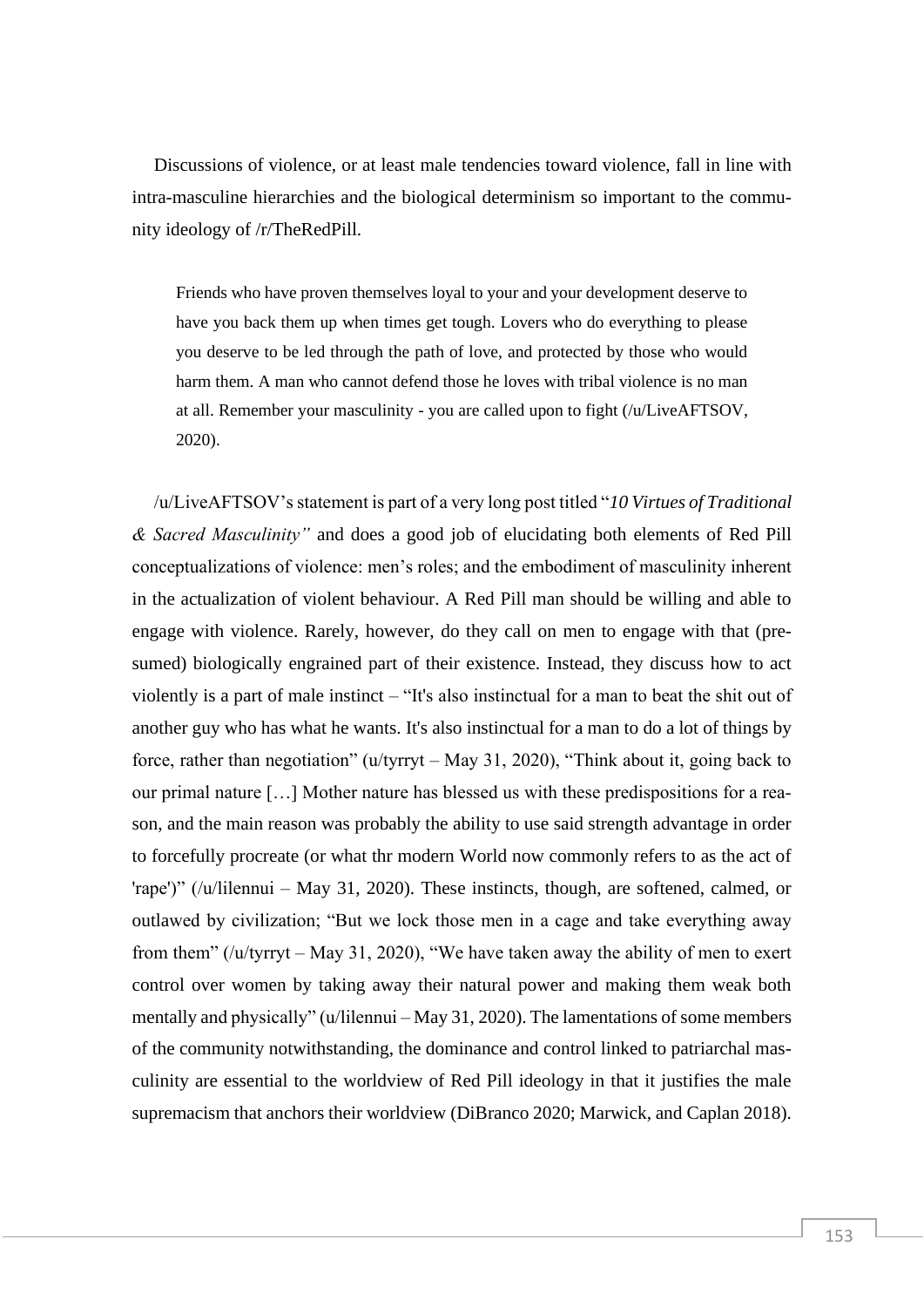Discussions of violence, or at least male tendencies toward violence, fall in line with intra-masculine hierarchies and the biological determinism so important to the community ideology of /r/TheRedPill.

> Friends who have proven themselves loyal to your and your development deserve to have you back them up when times get tough. Lovers who do everything to please you deserve to be led through the path of love, and protected by those who would harm them. A man who cannot defend those he loves with tribal violence is no man at all. Remember your masculinity - you are called upon to fight (/u/LiveAFTSOV, 2020).

/u/LiveAFTSOV's statement is part of a very long post titled "*10 Virtues of Traditional & Sacred Masculinity"* and does a good job of elucidating both elements of Red Pill conceptualizations of violence: men's roles; and the embodiment of masculinity inherent in the actualization of violent behaviour. A Red Pill man should be willing and able to engage with violence. Rarely, however, do they call on men to engage with that (presumed) biologically engrained part of their existence. Instead, they discuss how to act violently is a part of male instinct – "It's also instinctual for a man to beat the shit out of another guy who has what he wants. It's also instinctual for a man to do a lot of things by force, rather than negotiation" (u/tyrryt – May 31, 2020), "Think about it, going back to our primal nature […] Mother nature has blessed us with these predispositions for a reason, and the main reason was probably the ability to use said strength advantage in order to forcefully procreate (or what thr modern World now commonly refers to as the act of 'rape')" (/u/lilennui – May 31, 2020). These instincts, though, are softened, calmed, or outlawed by civilization; "But we lock those men in a cage and take everything away from them" (/u/tyrryt – May 31, 2020), "We have taken away the ability of men to exert control over women by taking away their natural power and making them weak both mentally and physically" (u/lilennui – May 31, 2020). The lamentations of some members of the community notwithstanding, the dominance and control linked to patriarchal masculinity are essential to the worldview of Red Pill ideology in that it justifies the male supremacism that anchors their worldview (DiBranco 2020; Marwick, and Caplan 2018).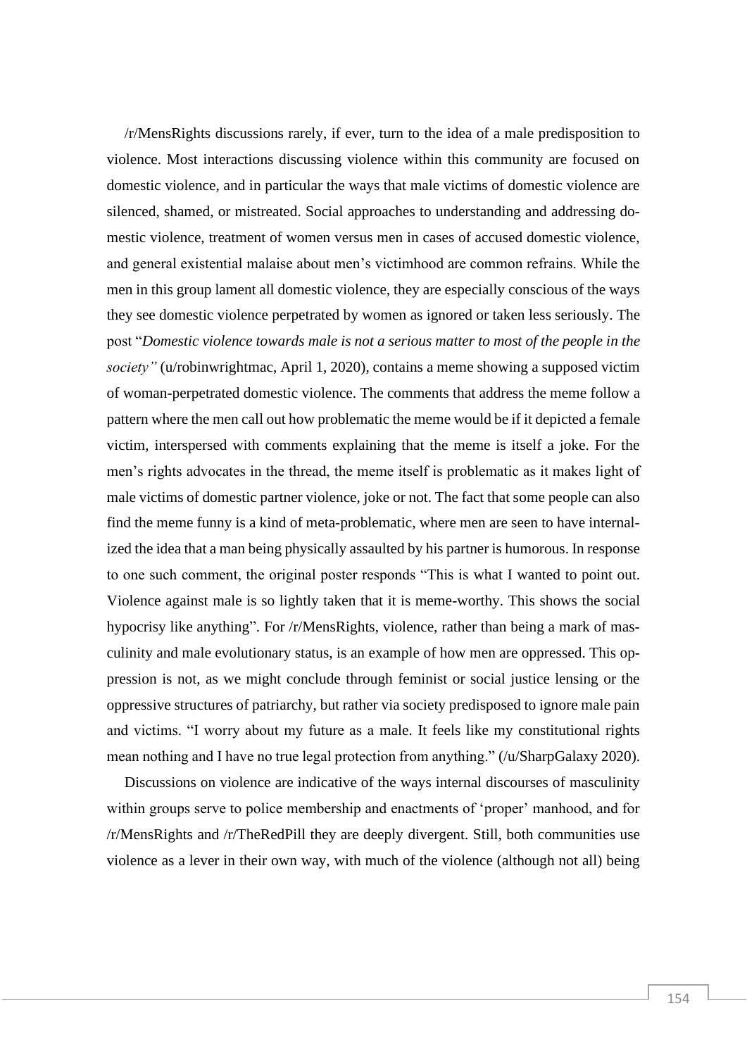/r/MensRights discussions rarely, if ever, turn to the idea of a male predisposition to violence. Most interactions discussing violence within this community are focused on domestic violence, and in particular the ways that male victims of domestic violence are silenced, shamed, or mistreated. Social approaches to understanding and addressing domestic violence, treatment of women versus men in cases of accused domestic violence, and general existential malaise about men's victimhood are common refrains. While the men in this group lament all domestic violence, they are especially conscious of the ways they see domestic violence perpetrated by women as ignored or taken less seriously. The post "*Domestic violence towards male is not a serious matter to most of the people in the society"* (u/robinwrightmac, April 1, 2020), contains a meme showing a supposed victim of woman-perpetrated domestic violence. The comments that address the meme follow a pattern where the men call out how problematic the meme would be if it depicted a female victim, interspersed with comments explaining that the meme is itself a joke. For the men's rights advocates in the thread, the meme itself is problematic as it makes light of male victims of domestic partner violence, joke or not. The fact that some people can also find the meme funny is a kind of meta-problematic, where men are seen to have internalized the idea that a man being physically assaulted by his partner is humorous. In response to one such comment, the original poster responds "This is what I wanted to point out. Violence against male is so lightly taken that it is meme-worthy. This shows the social hypocrisy like anything". For /r/MensRights, violence, rather than being a mark of masculinity and male evolutionary status, is an example of how men are oppressed. This oppression is not, as we might conclude through feminist or social justice lensing or the oppressive structures of patriarchy, but rather via society predisposed to ignore male pain and victims. "I worry about my future as a male. It feels like my constitutional rights mean nothing and I have no true legal protection from anything." (/u/SharpGalaxy 2020).

Discussions on violence are indicative of the ways internal discourses of masculinity within groups serve to police membership and enactments of 'proper' manhood, and for /r/MensRights and /r/TheRedPill they are deeply divergent. Still, both communities use violence as a lever in their own way, with much of the violence (although not all) being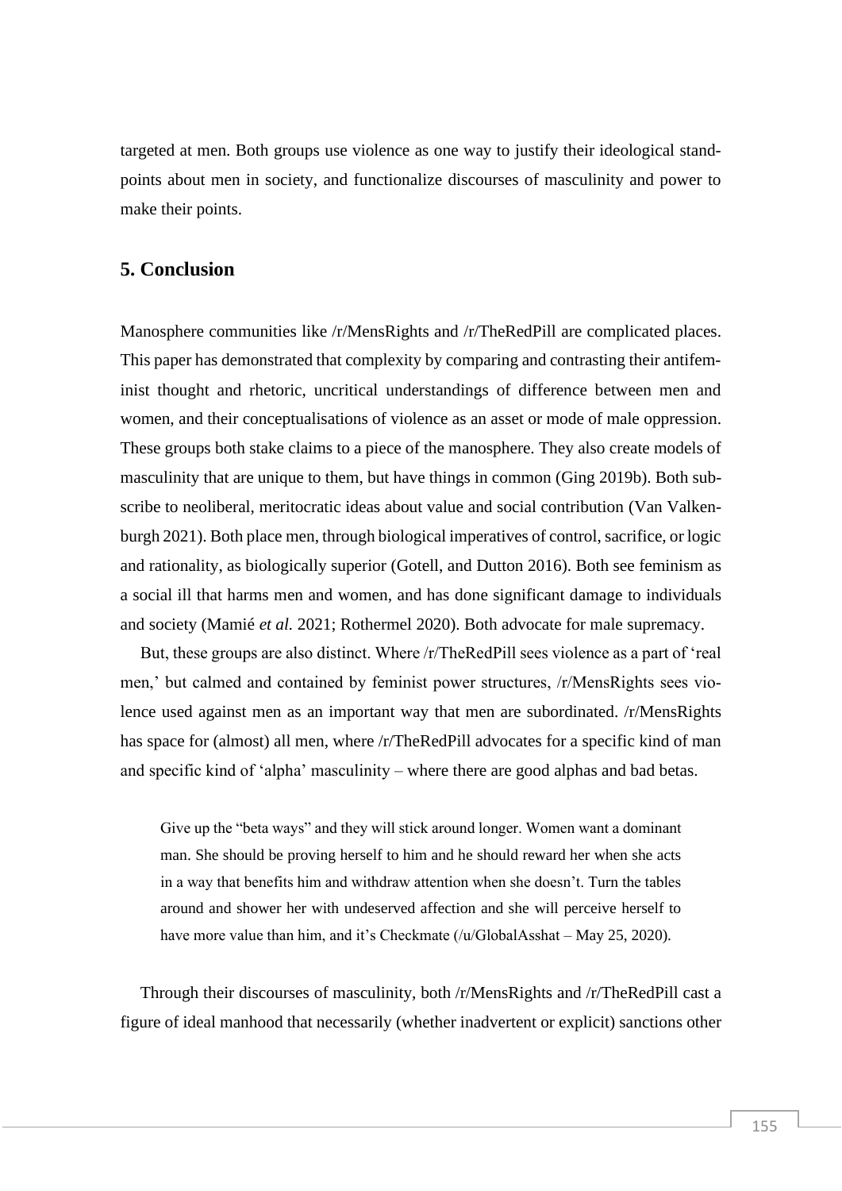targeted at men. Both groups use violence as one way to justify their ideological standpoints about men in society, and functionalize discourses of masculinity and power to make their points.

## 5. Conclusion

Manosphere communities like /r/MensRights and /r/TheRedPill are complicated places. This paper has demonstrated that complexity by comparing and contrasting their antifeminist thought and rhetoric, uncritical understandings of difference between men and women, and their conceptualisations of violence as an asset or mode of male oppression. These groups both stake claims to a piece of the manosphere. They also create models of masculinity that are unique to them, but have things in common (Ging 2019b). Both subscribe to neoliberal, meritocratic ideas about value and social contribution (Van Valkenburgh 2021). Both place men, through biological imperatives of control, sacrifice, or logic and rationality, as biologically superior (Gotell, and Dutton 2016). Both see feminism as a social ill that harms men and women, and has done significant damage to individuals and society (Mamié *et al.* 2021; Rothermel 2020). Both advocate for male supremacy.

But, these groups are also distinct. Where /r/TheRedPill sees violence as a part of 'real men,' but calmed and contained by feminist power structures, /r/MensRights sees violence used against men as an important way that men are subordinated. /r/MensRights has space for (almost) all men, where /r/TheRedPill advocates for a specific kind of man and specific kind of 'alpha' masculinity – where there are good alphas and bad betas.

> Give up the "beta ways" and they will stick around longer. Women want a dominant man. She should be proving herself to him and he should reward her when she acts in a way that benefits him and withdraw attention when she doesn't. Turn the tables around and shower her with undeserved affection and she will perceive herself to have more value than him, and it's Checkmate (/u/GlobalAsshat – May 25, 2020).

Through their discourses of masculinity, both /r/MensRights and /r/TheRedPill cast a figure of ideal manhood that necessarily (whether inadvertent or explicit) sanctions other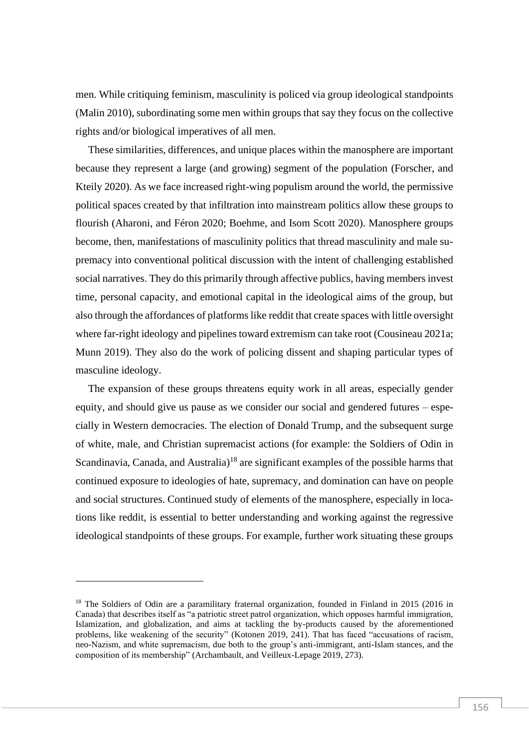men. While critiquing feminism, masculinity is policed via group ideological standpoints (Malin 2010), subordinating some men within groups that say they focus on the collective rights and/or biological imperatives of all men.

These similarities, differences, and unique places within the manosphere are important because they represent a large (and growing) segment of the population (Forscher, and Kteily 2020). As we face increased right-wing populism around the world, the permissive political spaces created by that infiltration into mainstream politics allow these groups to flourish (Aharoni, and Féron 2020; Boehme, and Isom Scott 2020). Manosphere groups become, then, manifestations of masculinity politics that thread masculinity and male supremacy into conventional political discussion with the intent of challenging established social narratives. They do this primarily through affective publics, having members invest time, personal capacity, and emotional capital in the ideological aims of the group, but also through the affordances of platforms like reddit that create spaces with little oversight where far-right ideology and pipelines toward extremism can take root (Cousineau 2021a; Munn 2019). They also do the work of policing dissent and shaping particular types of masculine ideology.

The expansion of these groups threatens equity work in all areas, especially gender equity, and should give us pause as we consider our social and gendered futures – especially in Western democracies. The election of Donald Trump, and the subsequent surge of white, male, and Christian supremacist actions (for example: the Soldiers of Odin in Scandinavia, Canada, and Australia)[18] are significant examples of the possible harms that continued exposure to ideologies of hate, supremacy, and domination can have on people and social structures. Continued study of elements of the manosphere, especially in locations like reddit, is essential to better understanding and working against the regressive ideological standpoints of these groups. For example, further work situating these groups

---

[18] The Soldiers of Odin are a paramilitary fraternal organization, founded in Finland in 2015 (2016 in Canada) that describes itself as "a patriotic street patrol organization, which opposes harmful immigration, Islamization, and globalization, and aims at tackling the by-products caused by the aforementioned problems, like weakening of the security" (Kotonen 2019, 241). That has faced "accusations of racism, neo-Nazism, and white supremacism, due both to the group's anti-immigrant, anti-Islam stances, and the composition of its membership" (Archambault, and Veilleux-Lepage 2019, 273).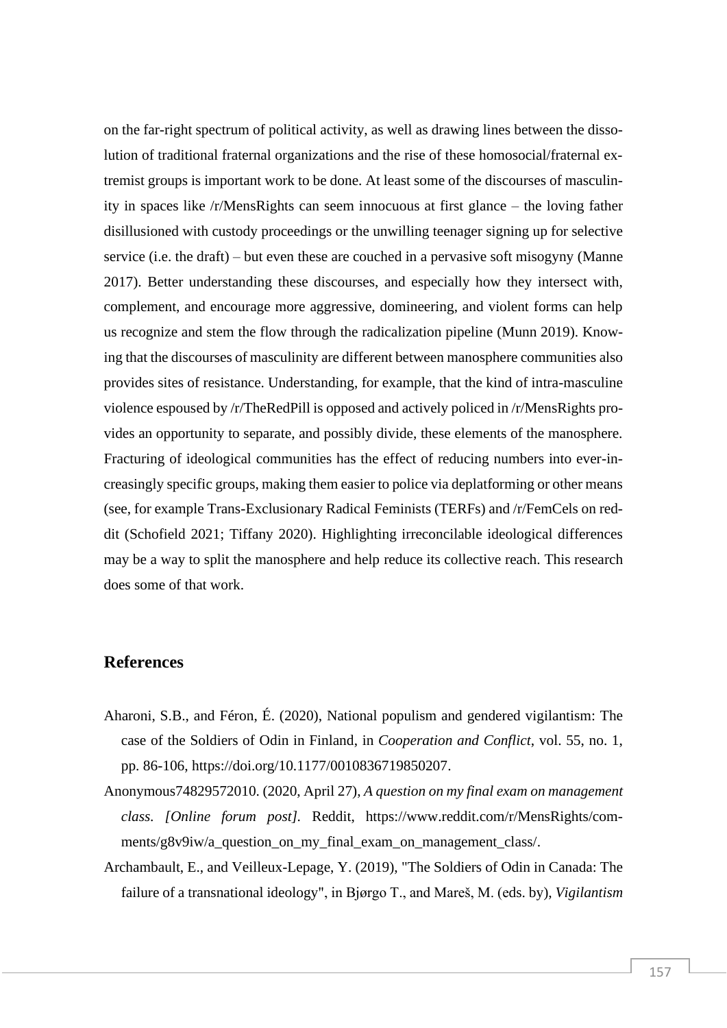on the far-right spectrum of political activity, as well as drawing lines between the dissolution of traditional fraternal organizations and the rise of these homosocial/fraternal extremist groups is important work to be done. At least some of the discourses of masculinity in spaces like /r/MensRights can seem innocuous at first glance – the loving father disillusioned with custody proceedings or the unwilling teenager signing up for selective service (i.e. the draft) – but even these are couched in a pervasive soft misogyny (Manne 2017). Better understanding these discourses, and especially how they intersect with, complement, and encourage more aggressive, domineering, and violent forms can help us recognize and stem the flow through the radicalization pipeline (Munn 2019). Knowing that the discourses of masculinity are different between manosphere communities also provides sites of resistance. Understanding, for example, that the kind of intra-masculine violence espoused by /r/TheRedPill is opposed and actively policed in /r/MensRights provides an opportunity to separate, and possibly divide, these elements of the manosphere. Fracturing of ideological communities has the effect of reducing numbers into ever-increasingly specific groups, making them easier to police via deplatforming or other means (see, for example Trans-Exclusionary Radical Feminists (TERFs) and /r/FemCels on reddit (Schofield 2021; Tiffany 2020). Highlighting irreconcilable ideological differences may be a way to split the manosphere and help reduce its collective reach. This research does some of that work.

## References

Aharoni, S.B., and Féron, É. (2020), National populism and gendered vigilantism: The case of the Soldiers of Odin in Finland, in *Cooperation and Conflict*, vol. 55, no. 1, pp. 86-106, https://doi.org/10.1177/0010836719850207.

Anonymous74829572010. (2020, April 27), *A question on my final exam on management class. [Online forum post].* Reddit, https://www.reddit.com/r/MensRights/comments/g8v9iw/a_question_on_my_final_exam_on_management_class/.

Archambault, E., and Veilleux-Lepage, Y. (2019), "The Soldiers of Odin in Canada: The failure of a transnational ideology", in Bjørgo T., and Mareš, M. (eds. by), *Vigilantism*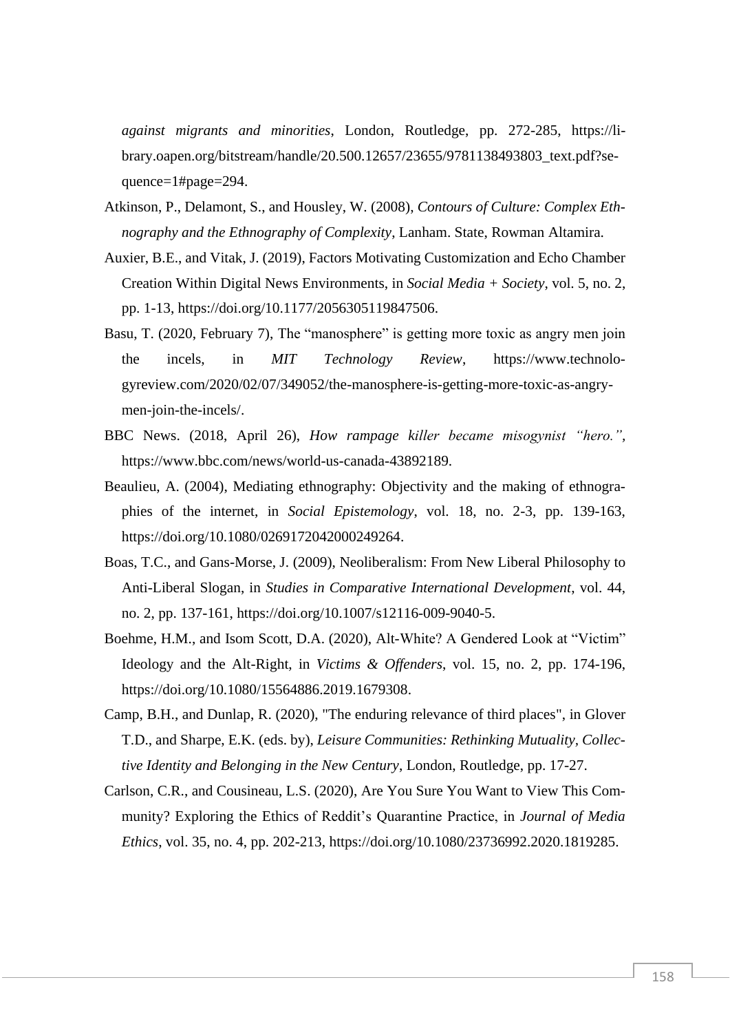*against migrants and minorities*, London, Routledge, pp. 272-285, https://library.oapen.org/bitstream/handle/20.500.12657/23655/9781138493803_text.pdf?sequence=1#page=294.

Atkinson, P., Delamont, S., and Housley, W. (2008), *Contours of Culture: Complex Ethnography and the Ethnography of Complexity*, Lanham. State, Rowman Altamira.

Auxier, B.E., and Vitak, J. (2019), Factors Motivating Customization and Echo Chamber Creation Within Digital News Environments, in *Social Media + Society*, vol. 5, no. 2, pp. 1-13, https://doi.org/10.1177/2056305119847506.

Basu, T. (2020, February 7), The "manosphere" is getting more toxic as angry men join the incels, in *MIT Technology Review*, https://www.technologyreview.com/2020/02/07/349052/the-manosphere-is-getting-more-toxic-as-angry-men-join-the-incels/.

BBC News. (2018, April 26), *How rampage killer became misogynist "hero."*, https://www.bbc.com/news/world-us-canada-43892189.

Beaulieu, A. (2004), Mediating ethnography: Objectivity and the making of ethnographies of the internet, in *Social Epistemology*, vol. 18, no. 2-3, pp. 139-163, https://doi.org/10.1080/0269172042000249264.

Boas, T.C., and Gans-Morse, J. (2009), Neoliberalism: From New Liberal Philosophy to Anti-Liberal Slogan, in *Studies in Comparative International Development*, vol. 44, no. 2, pp. 137-161, https://doi.org/10.1007/s12116-009-9040-5.

Boehme, H.M., and Isom Scott, D.A. (2020), Alt-White? A Gendered Look at "Victim" Ideology and the Alt-Right, in *Victims & Offenders*, vol. 15, no. 2, pp. 174-196, https://doi.org/10.1080/15564886.2019.1679308.

Camp, B.H., and Dunlap, R. (2020), "The enduring relevance of third places", in Glover T.D., and Sharpe, E.K. (eds. by), *Leisure Communities: Rethinking Mutuality, Collective Identity and Belonging in the New Century*, London, Routledge, pp. 17-27.

Carlson, C.R., and Cousineau, L.S. (2020), Are You Sure You Want to View This Community? Exploring the Ethics of Reddit's Quarantine Practice, in *Journal of Media Ethics*, vol. 35, no. 4, pp. 202-213, https://doi.org/10.1080/23736992.2020.1819285.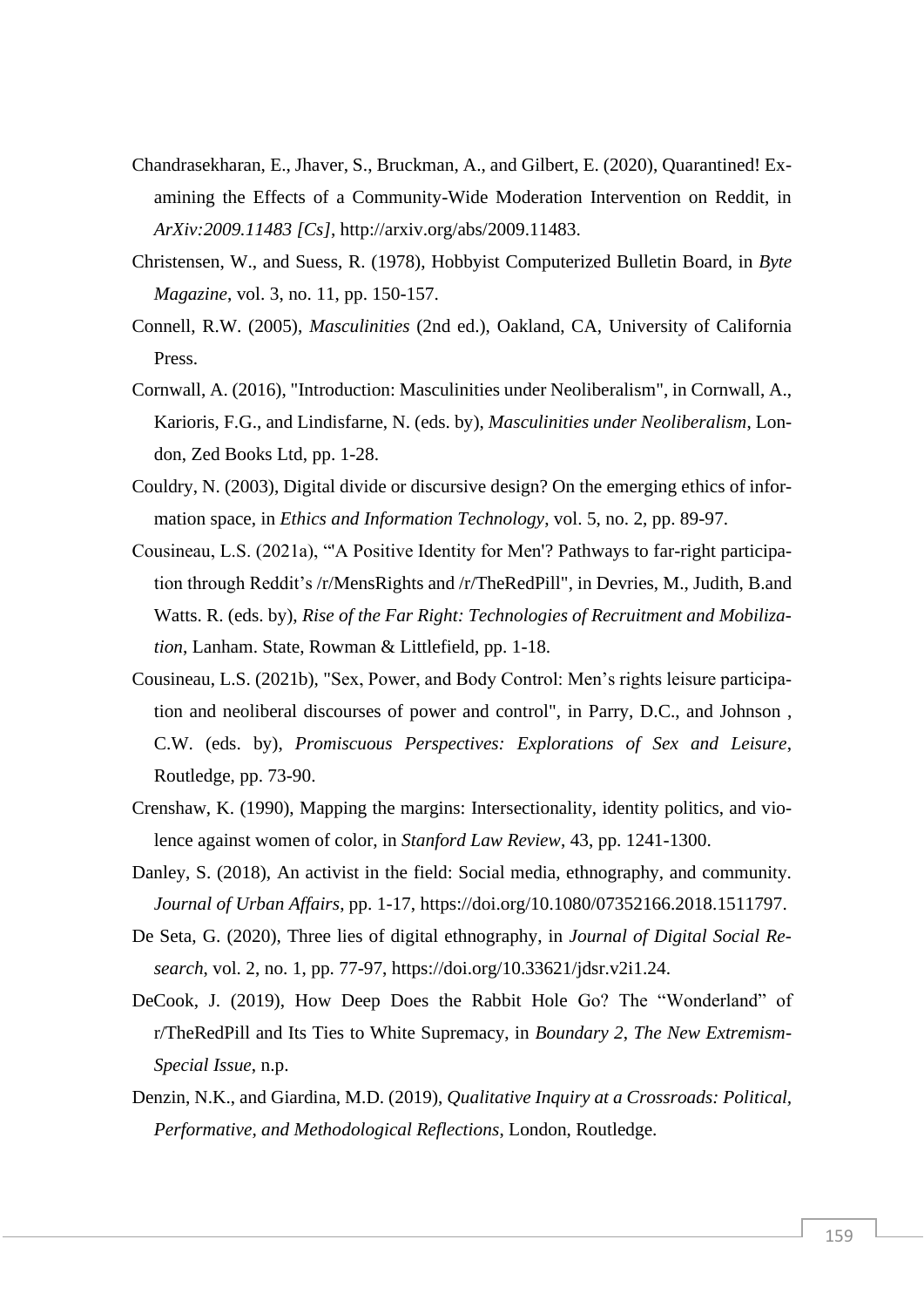Chandrasekharan, E., Jhaver, S., Bruckman, A., and Gilbert, E. (2020), Quarantined! Examining the Effects of a Community-Wide Moderation Intervention on Reddit, in *ArXiv:2009.11483 [Cs]*, http://arxiv.org/abs/2009.11483.

Christensen, W., and Suess, R. (1978), Hobbyist Computerized Bulletin Board, in *Byte Magazine*, vol. 3, no. 11, pp. 150-157.

Connell, R.W. (2005), *Masculinities* (2nd ed.), Oakland, CA, University of California Press.

Cornwall, A. (2016), "Introduction: Masculinities under Neoliberalism", in Cornwall, A., Karioris, F.G., and Lindisfarne, N. (eds. by), *Masculinities under Neoliberalism*, London, Zed Books Ltd, pp. 1-28.

Couldry, N. (2003), Digital divide or discursive design? On the emerging ethics of information space, in *Ethics and Information Technology*, vol. 5, no. 2, pp. 89-97.

Cousineau, L.S. (2021a), "'A Positive Identity for Men'? Pathways to far-right participation through Reddit's /r/MensRights and /r/TheRedPill", in Devries, M., Judith, B.and Watts. R. (eds. by), *Rise of the Far Right: Technologies of Recruitment and Mobilization*, Lanham. State, Rowman & Littlefield, pp. 1-18.

Cousineau, L.S. (2021b), "Sex, Power, and Body Control: Men's rights leisure participation and neoliberal discourses of power and control", in Parry, D.C., and Johnson , C.W. (eds. by), *Promiscuous Perspectives: Explorations of Sex and Leisure*, Routledge, pp. 73-90.

Crenshaw, K. (1990), Mapping the margins: Intersectionality, identity politics, and violence against women of color, in *Stanford Law Review*, 43, pp. 1241-1300.

Danley, S. (2018), An activist in the field: Social media, ethnography, and community. *Journal of Urban Affairs*, pp. 1-17, https://doi.org/10.1080/07352166.2018.1511797.

De Seta, G. (2020), Three lies of digital ethnography, in *Journal of Digital Social Research*, vol. 2, no. 1, pp. 77-97, https://doi.org/10.33621/jdsr.v2i1.24.

DeCook, J. (2019), How Deep Does the Rabbit Hole Go? The "Wonderland" of r/TheRedPill and Its Ties to White Supremacy, in *Boundary 2*, *The New Extremism-Special Issue*, n.p.

Denzin, N.K., and Giardina, M.D. (2019), *Qualitative Inquiry at a Crossroads: Political, Performative, and Methodological Reflections*, London, Routledge.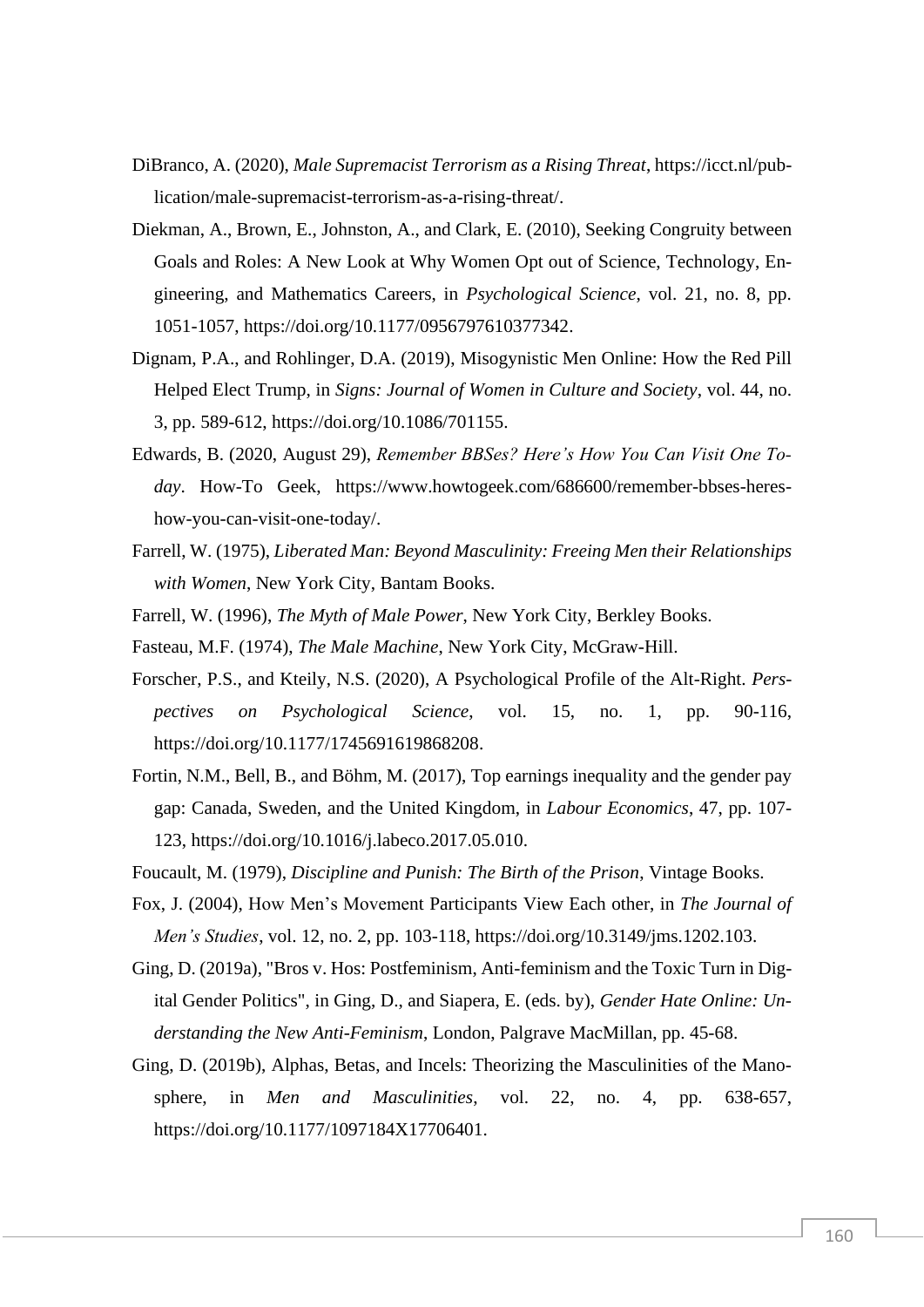DiBranco, A. (2020), *Male Supremacist Terrorism as a Rising Threat*, https://icct.nl/publication/male-supremacist-terrorism-as-a-rising-threat/.

Diekman, A., Brown, E., Johnston, A., and Clark, E. (2010), Seeking Congruity between Goals and Roles: A New Look at Why Women Opt out of Science, Technology, Engineering, and Mathematics Careers, in *Psychological Science*, vol. 21, no. 8, pp. 1051-1057, https://doi.org/10.1177/0956797610377342.

Dignam, P.A., and Rohlinger, D.A. (2019), Misogynistic Men Online: How the Red Pill Helped Elect Trump, in *Signs: Journal of Women in Culture and Society*, vol. 44, no. 3, pp. 589-612, https://doi.org/10.1086/701155.

Edwards, B. (2020, August 29), *Remember BBSes? Here's How You Can Visit One Today*. How-To Geek, https://www.howtogeek.com/686600/remember-bbses-heres-how-you-can-visit-one-today/.

Farrell, W. (1975), *Liberated Man: Beyond Masculinity: Freeing Men their Relationships with Women*, New York City, Bantam Books.

Farrell, W. (1996), *The Myth of Male Power*, New York City, Berkley Books.

Fasteau, M.F. (1974), *The Male Machine*, New York City, McGraw-Hill.

Forscher, P.S., and Kteily, N.S. (2020), A Psychological Profile of the Alt-Right. *Perspectives on Psychological Science*, vol. 15, no. 1, pp. 90-116, https://doi.org/10.1177/1745691619868208.

Fortin, N.M., Bell, B., and Böhm, M. (2017), Top earnings inequality and the gender pay gap: Canada, Sweden, and the United Kingdom, in *Labour Economics*, 47, pp. 107-123, https://doi.org/10.1016/j.labeco.2017.05.010.

Foucault, M. (1979), *Discipline and Punish: The Birth of the Prison,* Vintage Books.

Fox, J. (2004), How Men's Movement Participants View Each other, in *The Journal of Men's Studies*, vol. 12, no. 2, pp. 103-118, https://doi.org/10.3149/jms.1202.103.

Ging, D. (2019a), "Bros v. Hos: Postfeminism, Anti-feminism and the Toxic Turn in Digital Gender Politics", in Ging, D., and Siapera, E. (eds. by), *Gender Hate Online: Understanding the New Anti-Feminism*, London, Palgrave MacMillan, pp. 45-68.

Ging, D. (2019b), Alphas, Betas, and Incels: Theorizing the Masculinities of the Manosphere, in *Men and Masculinities*, vol. 22, no. 4, pp. 638-657, https://doi.org/10.1177/1097184X17706401.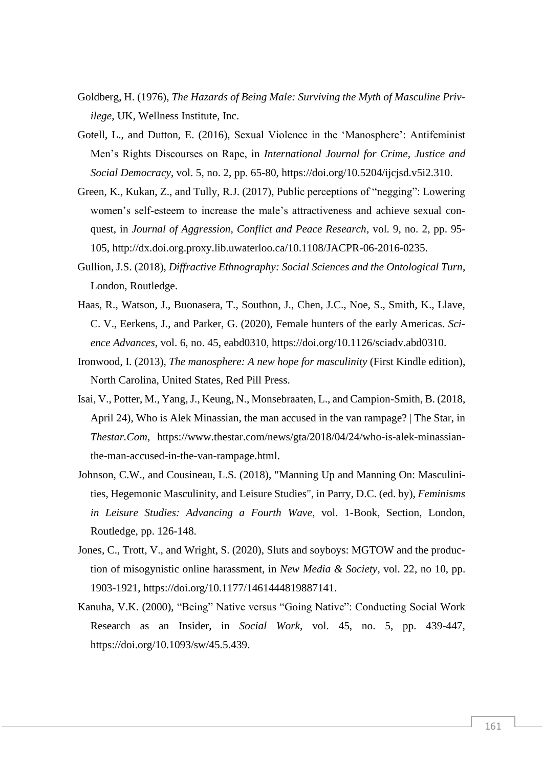Goldberg, H. (1976), *The Hazards of Being Male: Surviving the Myth of Masculine Privilege*, UK, Wellness Institute, Inc.

Gotell, L., and Dutton, E. (2016), Sexual Violence in the 'Manosphere': Antifeminist Men's Rights Discourses on Rape, in *International Journal for Crime, Justice and Social Democracy*, vol. 5, no. 2, pp. 65-80, https://doi.org/10.5204/ijcjsd.v5i2.310.

Green, K., Kukan, Z., and Tully, R.J. (2017), Public perceptions of "negging": Lowering women's self-esteem to increase the male's attractiveness and achieve sexual conquest, in *Journal of Aggression, Conflict and Peace Research*, vol. 9, no. 2, pp. 95-105, http://dx.doi.org.proxy.lib.uwaterloo.ca/10.1108/JACPR-06-2016-0235.

Gullion, J.S. (2018), *Diffractive Ethnography: Social Sciences and the Ontological Turn*, London, Routledge.

Haas, R., Watson, J., Buonasera, T., Southon, J., Chen, J.C., Noe, S., Smith, K., Llave, C. V., Eerkens, J., and Parker, G. (2020), Female hunters of the early Americas. *Science Advances*, vol. 6, no. 45, eabd0310, https://doi.org/10.1126/sciadv.abd0310.

Ironwood, I. (2013), *The manosphere: A new hope for masculinity* (First Kindle edition), North Carolina, United States, Red Pill Press.

Isai, V., Potter, M., Yang, J., Keung, N., Monsebraaten, L., and Campion-Smith, B. (2018, April 24), Who is Alek Minassian, the man accused in the van rampage? | The Star, in *Thestar.Com*, https://www.thestar.com/news/gta/2018/04/24/who-is-alek-minassian-the-man-accused-in-the-van-rampage.html.

Johnson, C.W., and Cousineau, L.S. (2018), "Manning Up and Manning On: Masculinities, Hegemonic Masculinity, and Leisure Studies", in Parry, D.C. (ed. by), *Feminisms in Leisure Studies: Advancing a Fourth Wave*, vol. 1-Book, Section, London, Routledge, pp. 126-148.

Jones, C., Trott, V., and Wright, S. (2020), Sluts and soyboys: MGTOW and the production of misogynistic online harassment, in *New Media & Society*, vol. 22, no 10, pp. 1903-1921, https://doi.org/10.1177/1461444819887141.

Kanuha, V.K. (2000), "Being" Native versus "Going Native": Conducting Social Work Research as an Insider, in *Social Work*, vol. 45, no. 5, pp. 439-447, https://doi.org/10.1093/sw/45.5.439.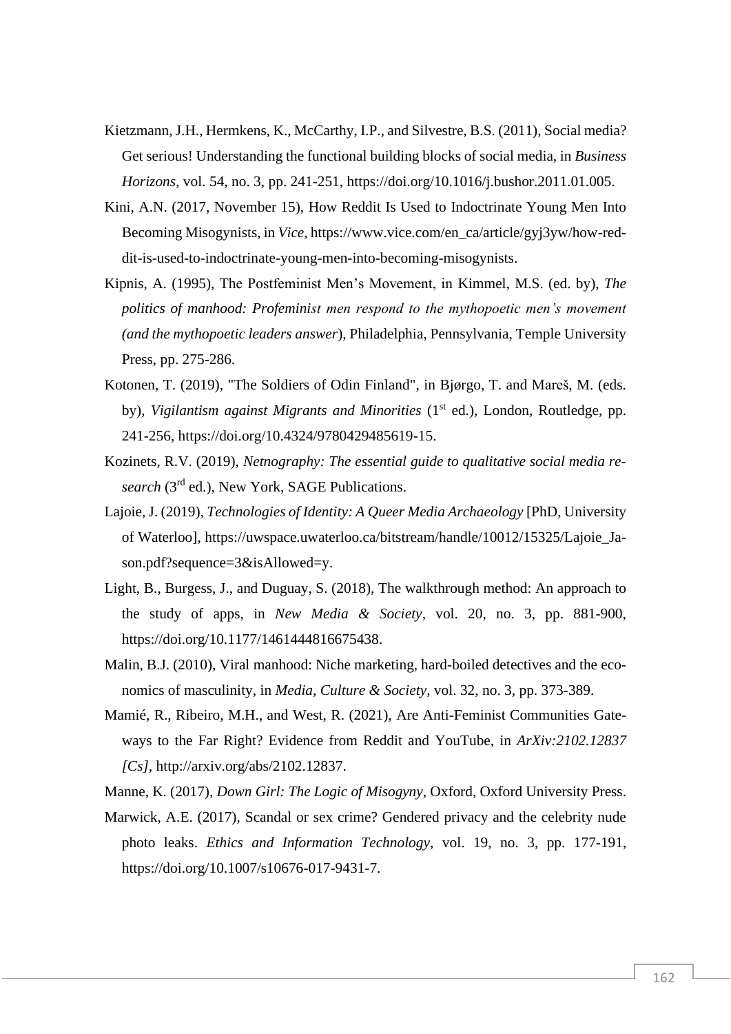Kietzmann, J.H., Hermkens, K., McCarthy, I.P., and Silvestre, B.S. (2011), Social media? Get serious! Understanding the functional building blocks of social media, in *Business Horizons*, vol. 54, no. 3, pp. 241-251, https://doi.org/10.1016/j.bushor.2011.01.005.

Kini, A.N. (2017, November 15), How Reddit Is Used to Indoctrinate Young Men Into Becoming Misogynists, in *Vice*, https://www.vice.com/en_ca/article/gyj3yw/how-reddit-is-used-to-indoctrinate-young-men-into-becoming-misogynists.

Kipnis, A. (1995), The Postfeminist Men's Movement, in Kimmel, M.S. (ed. by), *The politics of manhood: Profeminist men respond to the mythopoetic men's movement (and the mythopoetic leaders answer*), Philadelphia, Pennsylvania, Temple University Press, pp. 275-286.

Kotonen, T. (2019), "The Soldiers of Odin Finland", in Bjørgo, T. and Mareš, M. (eds. by), *Vigilantism against Migrants and Minorities* (1st ed.), London, Routledge, pp. 241-256, https://doi.org/10.4324/9780429485619-15.

Kozinets, R.V. (2019), *Netnography: The essential guide to qualitative social media research* (3rd ed.), New York, SAGE Publications.

Lajoie, J. (2019), *Technologies of Identity: A Queer Media Archaeology* [PhD, University of Waterloo], https://uwspace.uwaterloo.ca/bitstream/handle/10012/15325/Lajoie_Jason.pdf?sequence=3&isAllowed=y.

Light, B., Burgess, J., and Duguay, S. (2018), The walkthrough method: An approach to the study of apps, in *New Media & Society*, vol. 20, no. 3, pp. 881-900, https://doi.org/10.1177/1461444816675438.

Malin, B.J. (2010), Viral manhood: Niche marketing, hard-boiled detectives and the economics of masculinity, in *Media, Culture & Society*, vol. 32, no. 3, pp. 373-389.

Mamié, R., Ribeiro, M.H., and West, R. (2021), Are Anti-Feminist Communities Gateways to the Far Right? Evidence from Reddit and YouTube, in *ArXiv:2102.12837 [Cs]*, http://arxiv.org/abs/2102.12837.

Manne, K. (2017), *Down Girl: The Logic of Misogyny*, Oxford, Oxford University Press.

Marwick, A.E. (2017), Scandal or sex crime? Gendered privacy and the celebrity nude photo leaks. *Ethics and Information Technology*, vol. 19, no. 3, pp. 177-191, https://doi.org/10.1007/s10676-017-9431-7.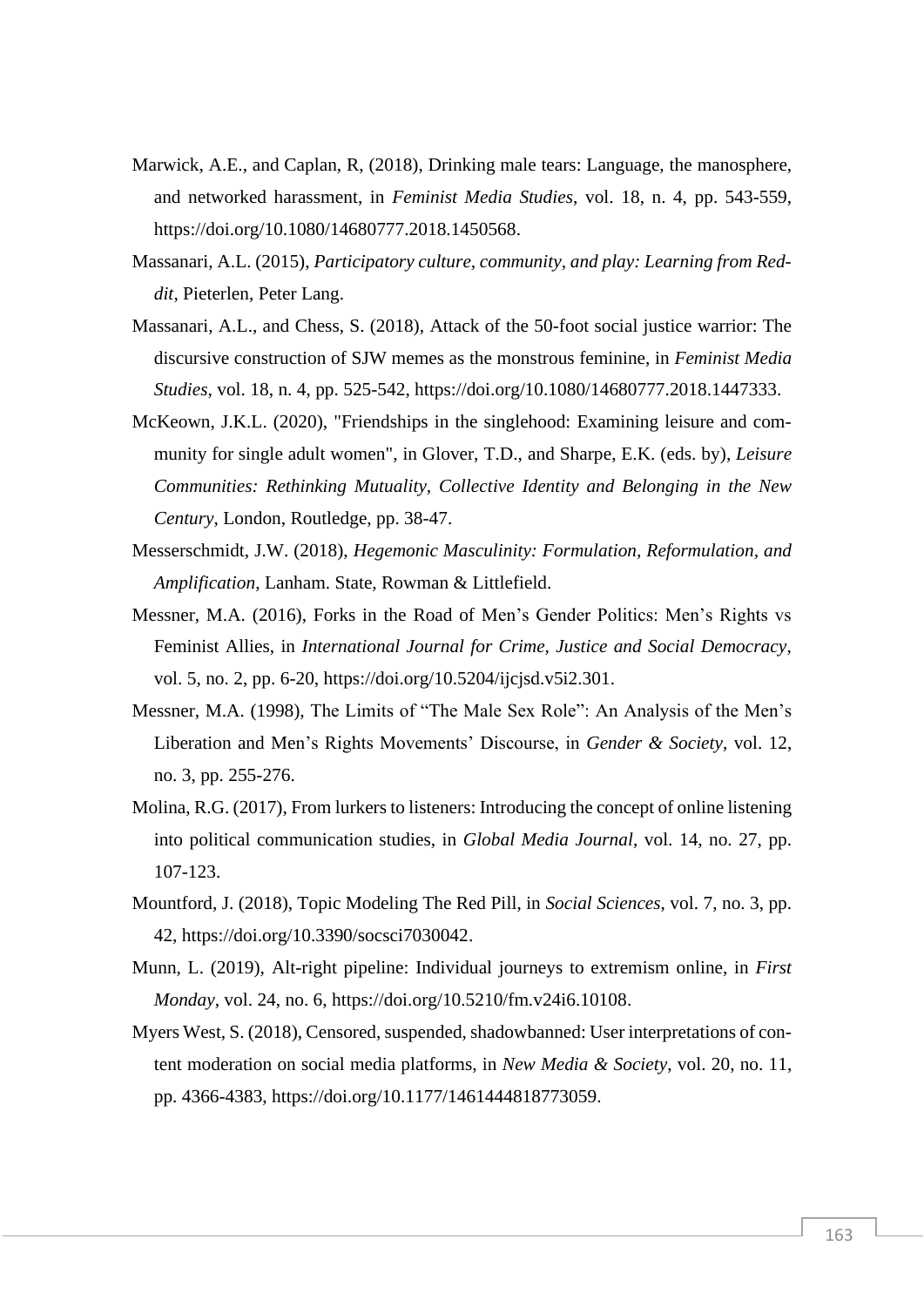Marwick, A.E., and Caplan, R, (2018), Drinking male tears: Language, the manosphere, and networked harassment, in *Feminist Media Studies*, vol. 18, n. 4, pp. 543-559, https://doi.org/10.1080/14680777.2018.1450568.

Massanari, A.L. (2015), *Participatory culture, community, and play: Learning from Reddit*, Pieterlen, Peter Lang.

Massanari, A.L., and Chess, S. (2018), Attack of the 50-foot social justice warrior: The discursive construction of SJW memes as the monstrous feminine, in *Feminist Media Studies*, vol. 18, n. 4, pp. 525-542, https://doi.org/10.1080/14680777.2018.1447333.

McKeown, J.K.L. (2020), "Friendships in the singlehood: Examining leisure and community for single adult women", in Glover, T.D., and Sharpe, E.K. (eds. by), *Leisure Communities: Rethinking Mutuality, Collective Identity and Belonging in the New Century*, London, Routledge, pp. 38-47.

Messerschmidt, J.W. (2018), *Hegemonic Masculinity: Formulation, Reformulation, and Amplification*, Lanham. State, Rowman & Littlefield.

Messner, M.A. (2016), Forks in the Road of Men's Gender Politics: Men's Rights vs Feminist Allies, in *International Journal for Crime, Justice and Social Democracy*, vol. 5, no. 2, pp. 6-20, https://doi.org/10.5204/ijcjsd.v5i2.301.

Messner, M.A. (1998), The Limits of "The Male Sex Role": An Analysis of the Men's Liberation and Men's Rights Movements' Discourse, in *Gender & Society*, vol. 12, no. 3, pp. 255-276.

Molina, R.G. (2017), From lurkers to listeners: Introducing the concept of online listening into political communication studies, in *Global Media Journal*, vol. 14, no. 27, pp. 107-123.

Mountford, J. (2018), Topic Modeling The Red Pill, in *Social Sciences*, vol. 7, no. 3, pp. 42, https://doi.org/10.3390/socsci7030042.

Munn, L. (2019), Alt-right pipeline: Individual journeys to extremism online, in *First Monday*, vol. 24, no. 6, https://doi.org/10.5210/fm.v24i6.10108.

Myers West, S. (2018), Censored, suspended, shadowbanned: User interpretations of content moderation on social media platforms, in *New Media & Society*, vol. 20, no. 11, pp. 4366-4383, https://doi.org/10.1177/1461444818773059.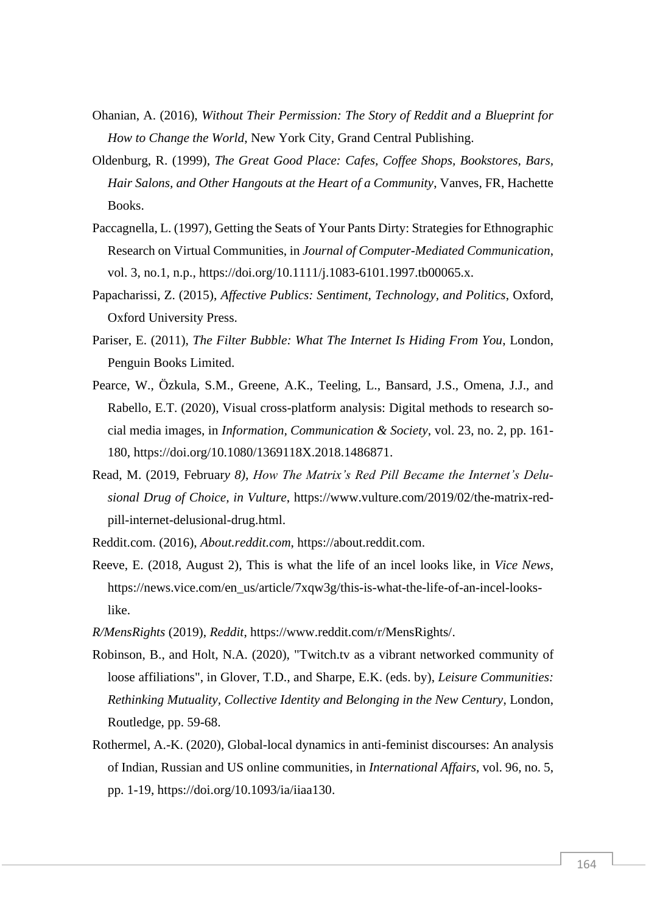Ohanian, A. (2016), *Without Their Permission: The Story of Reddit and a Blueprint for How to Change the World*, New York City, Grand Central Publishing.

Oldenburg, R. (1999), *The Great Good Place: Cafes, Coffee Shops, Bookstores, Bars, Hair Salons, and Other Hangouts at the Heart of a Community*, Vanves, FR, Hachette Books.

Paccagnella, L. (1997), Getting the Seats of Your Pants Dirty: Strategies for Ethnographic Research on Virtual Communities, in *Journal of Computer-Mediated Communication*, vol. 3, no.1, n.p., https://doi.org/10.1111/j.1083-6101.1997.tb00065.x.

Papacharissi, Z. (2015), *Affective Publics: Sentiment, Technology, and Politics*, Oxford, Oxford University Press.

Pariser, E. (2011), *The Filter Bubble: What The Internet Is Hiding From You*, London, Penguin Books Limited.

Pearce, W., Özkula, S.M., Greene, A.K., Teeling, L., Bansard, J.S., Omena, J.J., and Rabello, E.T. (2020), Visual cross-platform analysis: Digital methods to research social media images, in *Information, Communication & Society*, vol. 23, no. 2, pp. 161-180, https://doi.org/10.1080/1369118X.2018.1486871.

Read, M. (2019, Februar*y 8), How The Matrix's Red Pill Became the Internet's Delusional Drug of Choice, in Vulture*, https://www.vulture.com/2019/02/the-matrix-red-pill-internet-delusional-drug.html.

Reddit.com. (2016), *About.reddit.com*, https://about.reddit.com.

Reeve, E. (2018, August 2), This is what the life of an incel looks like, in *Vice News*, https://news.vice.com/en_us/article/7xqw3g/this-is-what-the-life-of-an-incel-looks-like.

*R/MensRights* (2019), *Reddit*, https://www.reddit.com/r/MensRights/.

Robinson, B., and Holt, N.A. (2020), "Twitch.tv as a vibrant networked community of loose affiliations", in Glover, T.D., and Sharpe, E.K. (eds. by), *Leisure Communities: Rethinking Mutuality, Collective Identity and Belonging in the New Century*, London, Routledge, pp. 59-68.

Rothermel, A.-K. (2020), Global-local dynamics in anti-feminist discourses: An analysis of Indian, Russian and US online communities, in *International Affairs*, vol. 96, no. 5, pp. 1-19, https://doi.org/10.1093/ia/iiaa130.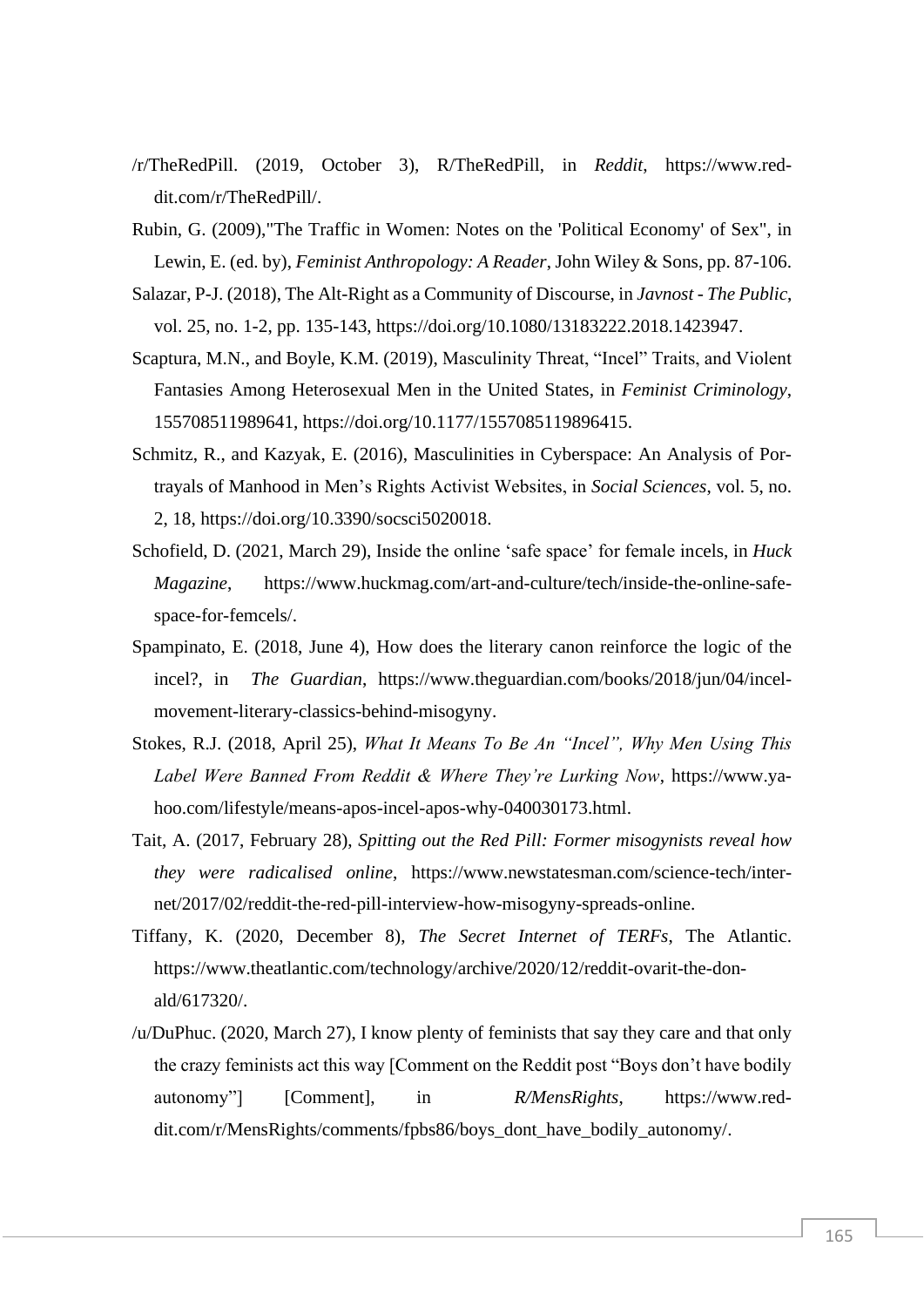/r/TheRedPill. (2019, October 3), R/TheRedPill, in *Reddit*, https://www.reddit.com/r/TheRedPill/.

Rubin, G. (2009),"The Traffic in Women: Notes on the 'Political Economy' of Sex", in Lewin, E. (ed. by), *Feminist Anthropology: A Reader*, John Wiley & Sons, pp. 87-106.

Salazar, P-J. (2018), The Alt-Right as a Community of Discourse, in *Javnost - The Public*, vol. 25, no. 1-2, pp. 135-143, https://doi.org/10.1080/13183222.2018.1423947.

Scaptura, M.N., and Boyle, K.M. (2019), Masculinity Threat, "Incel" Traits, and Violent Fantasies Among Heterosexual Men in the United States, in *Feminist Criminology*, 155708511989641, https://doi.org/10.1177/1557085119896415.

Schmitz, R., and Kazyak, E. (2016), Masculinities in Cyberspace: An Analysis of Portrayals of Manhood in Men's Rights Activist Websites, in *Social Sciences*, vol. 5, no. 2, 18, https://doi.org/10.3390/socsci5020018.

Schofield, D. (2021, March 29), Inside the online 'safe space' for female incels, in *Huck Magazine*, https://www.huckmag.com/art-and-culture/tech/inside-the-online-safe-space-for-femcels/.

Spampinato, E. (2018, June 4), How does the literary canon reinforce the logic of the incel?, in *The Guardian*, https://www.theguardian.com/books/2018/jun/04/incel-movement-literary-classics-behind-misogyny.

Stokes, R.J. (2018, April 25), *What It Means To Be An "Incel", Why Men Using This Label Were Banned From Reddit & Where They're Lurking Now*, https://www.yahoo.com/lifestyle/means-apos-incel-apos-why-040030173.html.

Tait, A. (2017, February 28), *Spitting out the Red Pill: Former misogynists reveal how they were radicalised online*, https://www.newstatesman.com/science-tech/internet/2017/02/reddit-the-red-pill-interview-how-misogyny-spreads-online.

Tiffany, K. (2020, December 8), *The Secret Internet of TERFs*, The Atlantic. https://www.theatlantic.com/technology/archive/2020/12/reddit-ovarit-the-donald/617320/.

/u/DuPhuc. (2020, March 27), I know plenty of feminists that say they care and that only the crazy feminists act this way [Comment on the Reddit post "Boys don't have bodily autonomy"] [Comment], in *R/MensRights*, https://www.reddit.com/r/MensRights/comments/fpbs86/boys_dont_have_bodily_autonomy/.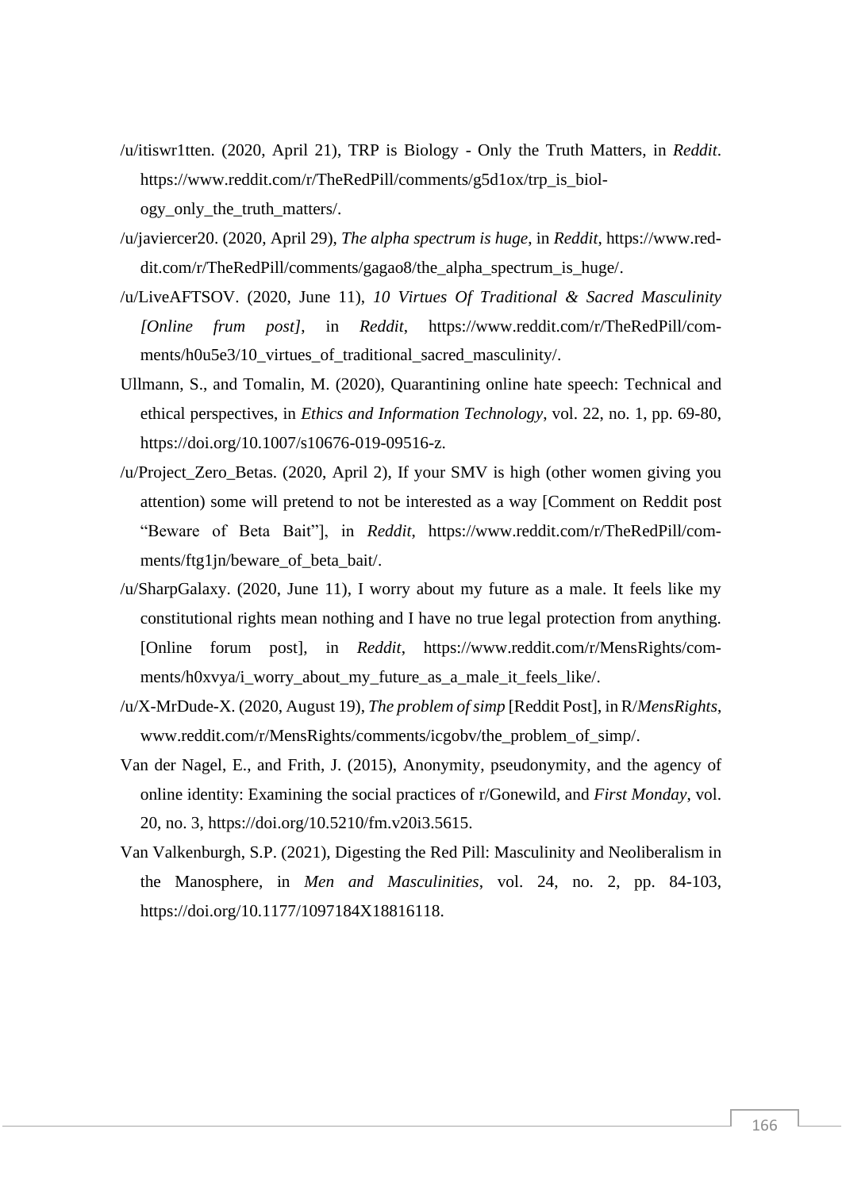/u/itiswr1tten. (2020, April 21), TRP is Biology - Only the Truth Matters, in *Reddit*. https://www.reddit.com/r/TheRedPill/comments/g5d1ox/trp_is_biology_only_the_truth_matters/.

/u/javiercer20. (2020, April 29), *The alpha spectrum is huge*, in *Reddit*, https://www.reddit.com/r/TheRedPill/comments/gagao8/the_alpha_spectrum_is_huge/.

/u/LiveAFTSOV. (2020, June 11), *10 Virtues Of Traditional & Sacred Masculinity [Online frum post]*, in *Reddit*, https://www.reddit.com/r/TheRedPill/comments/h0u5e3/10_virtues_of_traditional_sacred_masculinity/.

Ullmann, S., and Tomalin, M. (2020), Quarantining online hate speech: Technical and ethical perspectives, in *Ethics and Information Technology*, vol. 22, no. 1, pp. 69-80, https://doi.org/10.1007/s10676-019-09516-z.

/u/Project_Zero_Betas. (2020, April 2), If your SMV is high (other women giving you attention) some will pretend to not be interested as a way [Comment on Reddit post "Beware of Beta Bait"], in *Reddit*, https://www.reddit.com/r/TheRedPill/comments/ftg1jn/beware_of_beta_bait/.

/u/SharpGalaxy. (2020, June 11), I worry about my future as a male. It feels like my constitutional rights mean nothing and I have no true legal protection from anything. [Online forum post], in *Reddit*, https://www.reddit.com/r/MensRights/comments/h0xvya/i_worry_about_my_future_as_a_male_it_feels_like/.

/u/X-MrDude-X. (2020, August 19), *The problem of simp* [Reddit Post], in R/*MensRights*, www.reddit.com/r/MensRights/comments/icgobv/the_problem_of_simp/.

Van der Nagel, E., and Frith, J. (2015), Anonymity, pseudonymity, and the agency of online identity: Examining the social practices of r/Gonewild, and *First Monday*, vol. 20, no. 3, https://doi.org/10.5210/fm.v20i3.5615.

Van Valkenburgh, S.P. (2021), Digesting the Red Pill: Masculinity and Neoliberalism in the Manosphere, in *Men and Masculinities*, vol. 24, no. 2, pp. 84-103, https://doi.org/10.1177/1097184X18816118.